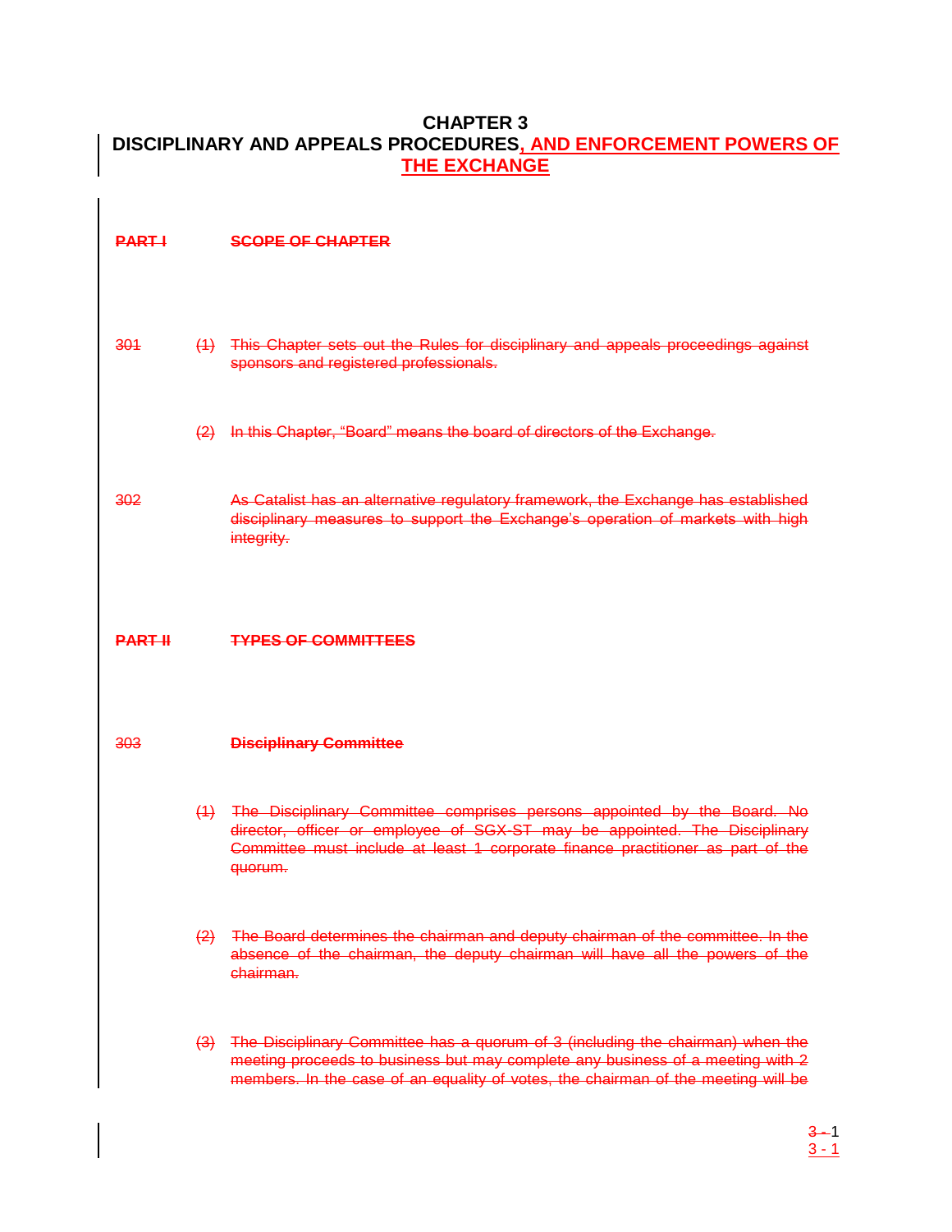# CHAPTER 3
# DISCIPLINARY AND APPEALS PROCEDURES, AND ENFORCEMENT POWERS OF THE EXCHANGE

## ~~PART I SCOPE OF CHAPTER~~

~~301 (1) This Chapter sets out the Rules for disciplinary and appeals proceedings against sponsors and registered professionals.~~

~~(2) In this Chapter, "Board" means the board of directors of the Exchange.~~

~~302 As Catalist has an alternative regulatory framework, the Exchange has established disciplinary measures to support the Exchange's operation of markets with high integrity.~~

## ~~PART II TYPES OF COMMITTEES~~

### ~~303 Disciplinary Committee~~

~~(1) The Disciplinary Committee comprises persons appointed by the Board. No director, officer or employee of SGX-ST may be appointed. The Disciplinary Committee must include at least 1 corporate finance practitioner as part of the quorum.~~

~~(2) The Board determines the chairman and deputy chairman of the committee. In the absence of the chairman, the deputy chairman will have all the powers of the chairman.~~

~~(3) The Disciplinary Committee has a quorum of 3 (including the chairman) when the meeting proceeds to business but may complete any business of a meeting with 2 members. In the case of an equality of votes, the chairman of the meeting will be~~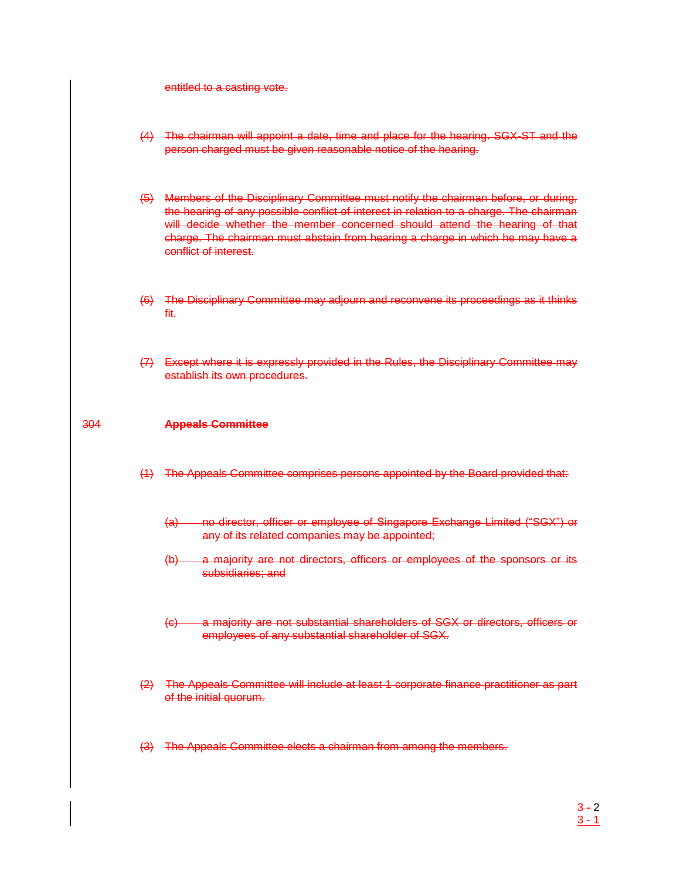entitled to a casting vote.

(4) The chairman will appoint a date, time and place for the hearing. SGX-ST and the person charged must be given reasonable notice of the hearing.

(5) Members of the Disciplinary Committee must notify the chairman before, or during, the hearing of any possible conflict of interest in relation to a charge. The chairman will decide whether the member concerned should attend the hearing of that charge. The chairman must abstain from hearing a charge in which he may have a conflict of interest.

(6) The Disciplinary Committee may adjourn and reconvene its proceedings as it thinks fit.

(7) Except where it is expressly provided in the Rules, the Disciplinary Committee may establish its own procedures.

304 **Appeals Committee**

(1) The Appeals Committee comprises persons appointed by the Board provided that:

(a) no director, officer or employee of Singapore Exchange Limited ("SGX") or any of its related companies may be appointed;

(b) a majority are not directors, officers or employees of the sponsors or its subsidiaries; and

(c) a majority are not substantial shareholders of SGX or directors, officers or employees of any substantial shareholder of SGX.

(2) The Appeals Committee will include at least 1 corporate finance practitioner as part of the initial quorum.

(3) The Appeals Committee elects a chairman from among the members.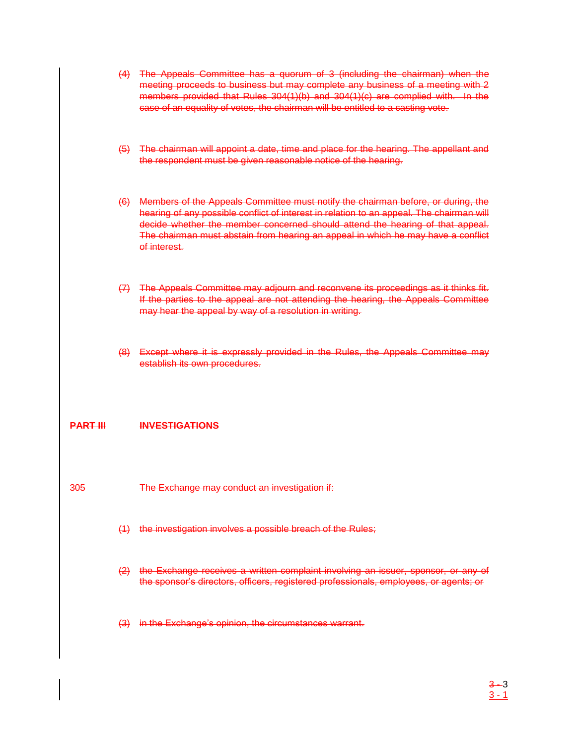(4) The Appeals Committee has a quorum of 3 (including the chairman) when the meeting proceeds to business but may complete any business of a meeting with 2 members provided that Rules 304(1)(b) and 304(1)(c) are complied with. In the case of an equality of votes, the chairman will be entitled to a casting vote.

(5) The chairman will appoint a date, time and place for the hearing. The appellant and the respondent must be given reasonable notice of the hearing.

(6) Members of the Appeals Committee must notify the chairman before, or during, the hearing of any possible conflict of interest in relation to an appeal. The chairman will decide whether the member concerned should attend the hearing of that appeal. The chairman must abstain from hearing an appeal in which he may have a conflict of interest.

(7) The Appeals Committee may adjourn and reconvene its proceedings as it thinks fit. If the parties to the appeal are not attending the hearing, the Appeals Committee may hear the appeal by way of a resolution in writing.

(8) Except where it is expressly provided in the Rules, the Appeals Committee may establish its own procedures.

## PART III INVESTIGATIONS

305 The Exchange may conduct an investigation if:

(1) the investigation involves a possible breach of the Rules;

(2) the Exchange receives a written complaint involving an issuer, sponsor, or any of the sponsor's directors, officers, registered professionals, employees, or agents; or

(3) in the Exchange's opinion, the circumstances warrant.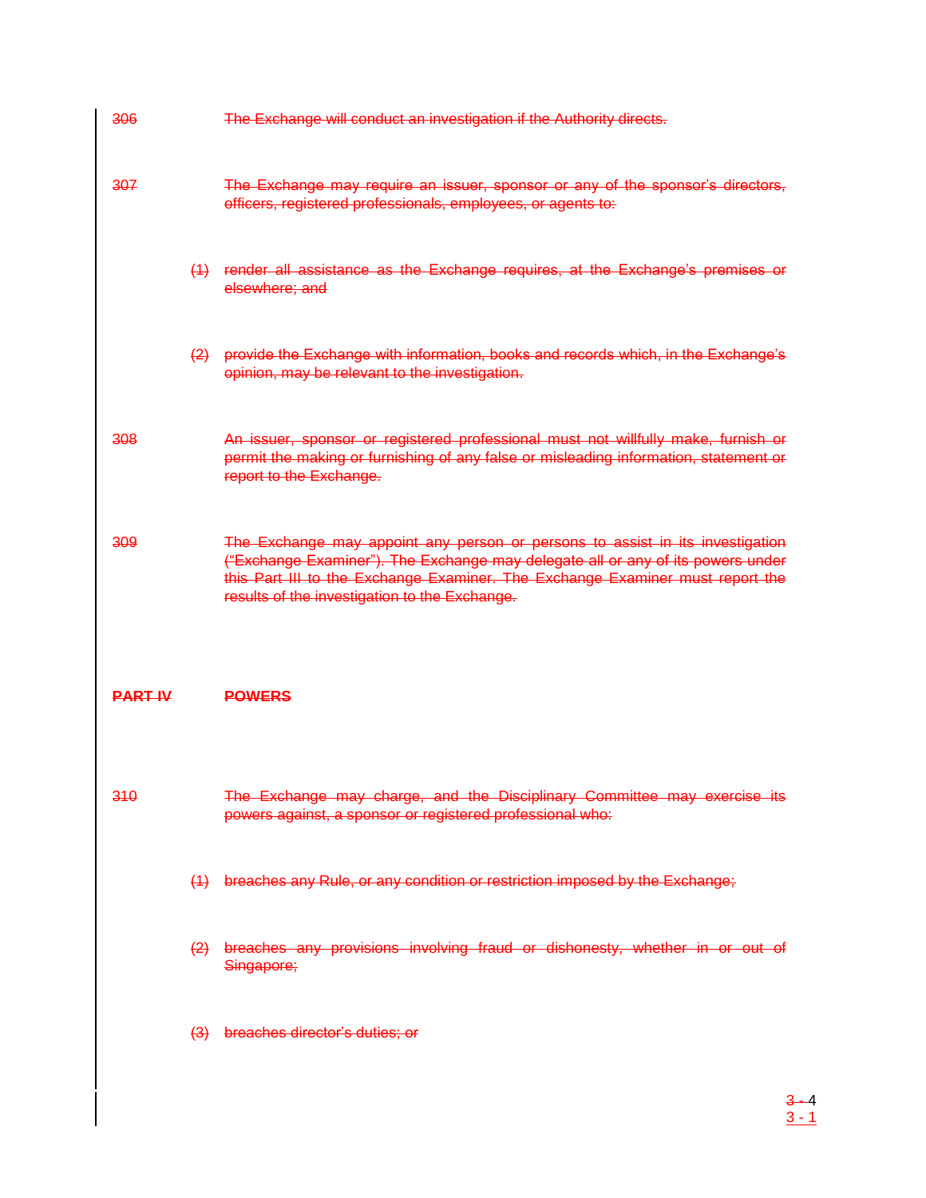306 The Exchange will conduct an investigation if the Authority directs.

307 The Exchange may require an issuer, sponsor or any of the sponsor's directors, officers, registered professionals, employees, or agents to:

(1) render all assistance as the Exchange requires, at the Exchange's premises or elsewhere; and

(2) provide the Exchange with information, books and records which, in the Exchange's opinion, may be relevant to the investigation.

308 An issuer, sponsor or registered professional must not willfully make, furnish or permit the making or furnishing of any false or misleading information, statement or report to the Exchange.

309 The Exchange may appoint any person or persons to assist in its investigation ("Exchange Examiner"). The Exchange may delegate all or any of its powers under this Part III to the Exchange Examiner. The Exchange Examiner must report the results of the investigation to the Exchange.

## PART IV POWERS

310 The Exchange may charge, and the Disciplinary Committee may exercise its powers against, a sponsor or registered professional who:

(1) breaches any Rule, or any condition or restriction imposed by the Exchange;

(2) breaches any provisions involving fraud or dishonesty, whether in or out of Singapore;

(3) breaches director's duties; or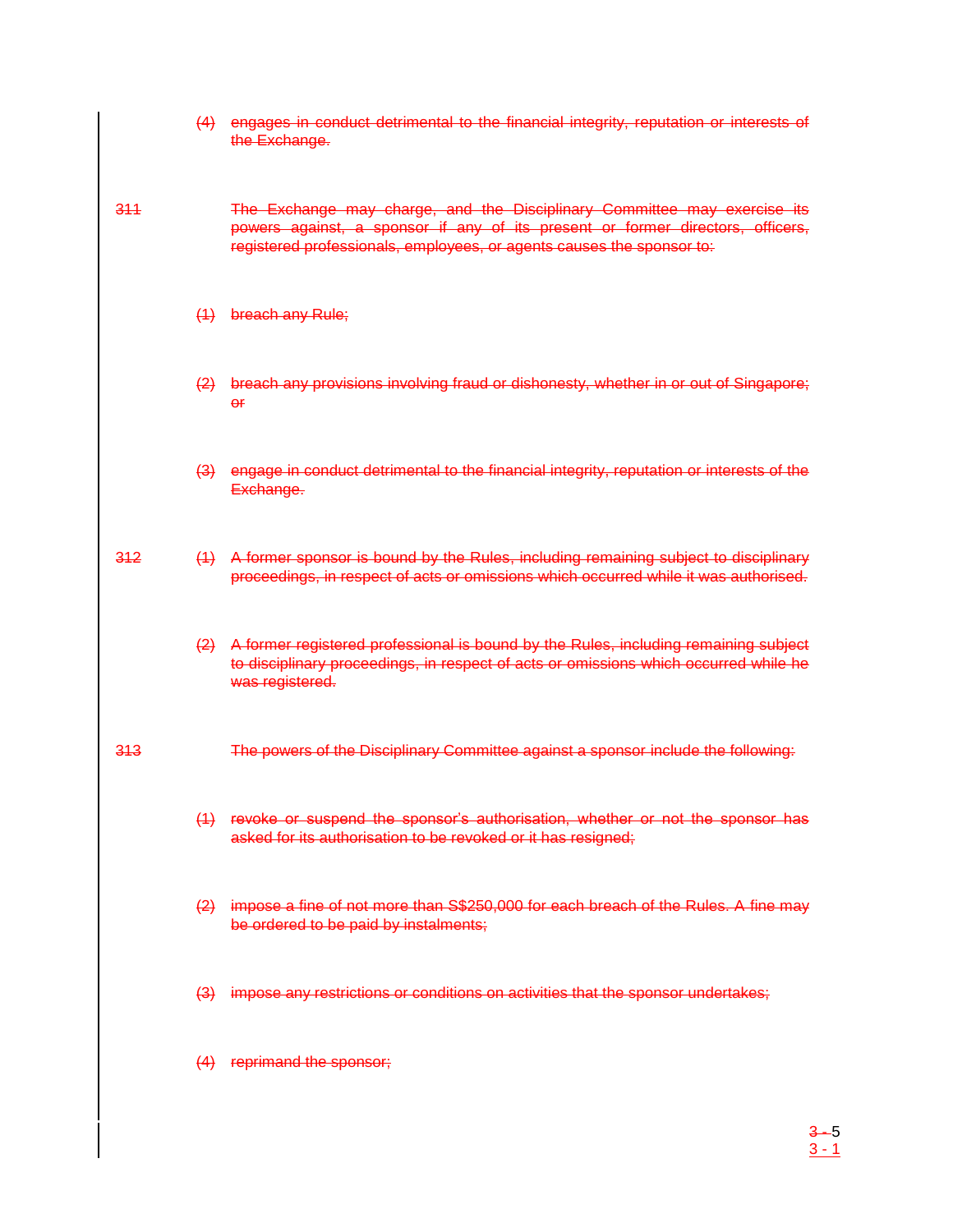(4) engages in conduct detrimental to the financial integrity, reputation or interests of the Exchange.

311 The Exchange may charge, and the Disciplinary Committee may exercise its powers against, a sponsor if any of its present or former directors, officers, registered professionals, employees, or agents causes the sponsor to:

(1) breach any Rule;

(2) breach any provisions involving fraud or dishonesty, whether in or out of Singapore; or

(3) engage in conduct detrimental to the financial integrity, reputation or interests of the Exchange.

312 (1) A former sponsor is bound by the Rules, including remaining subject to disciplinary proceedings, in respect of acts or omissions which occurred while it was authorised.

(2) A former registered professional is bound by the Rules, including remaining subject to disciplinary proceedings, in respect of acts or omissions which occurred while he was registered.

313 The powers of the Disciplinary Committee against a sponsor include the following:

(1) revoke or suspend the sponsor's authorisation, whether or not the sponsor has asked for its authorisation to be revoked or it has resigned;

(2) impose a fine of not more than S$250,000 for each breach of the Rules. A fine may be ordered to be paid by instalments;

(3) impose any restrictions or conditions on activities that the sponsor undertakes;

(4) reprimand the sponsor;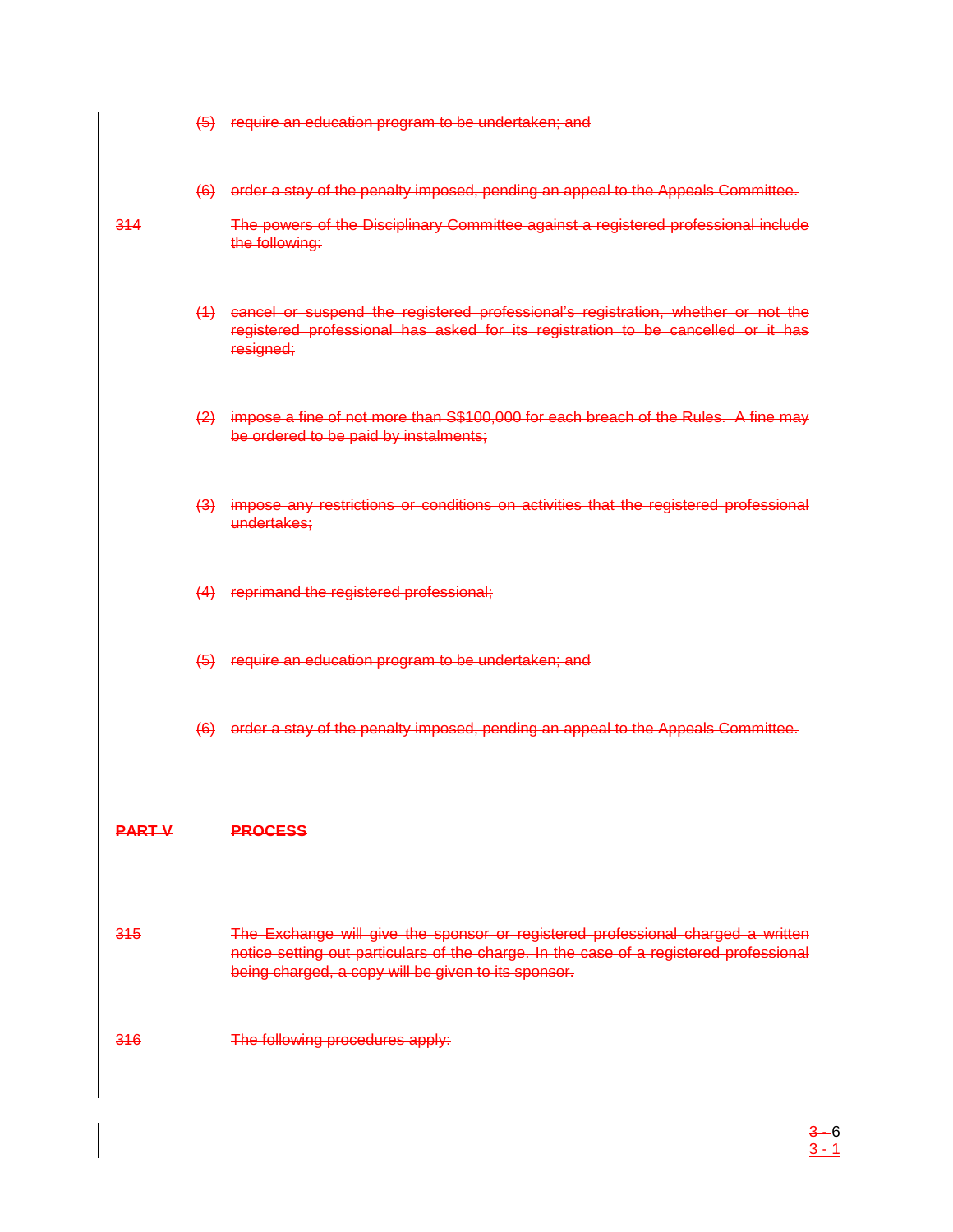(5) require an education program to be undertaken; and

(6) order a stay of the penalty imposed, pending an appeal to the Appeals Committee.

314 The powers of the Disciplinary Committee against a registered professional include the following:

(1) cancel or suspend the registered professional's registration, whether or not the registered professional has asked for its registration to be cancelled or it has resigned;

(2) impose a fine of not more than S$100,000 for each breach of the Rules. A fine may be ordered to be paid by instalments;

(3) impose any restrictions or conditions on activities that the registered professional undertakes;

(4) reprimand the registered professional;

(5) require an education program to be undertaken; and

(6) order a stay of the penalty imposed, pending an appeal to the Appeals Committee.

## PART V PROCESS

315 The Exchange will give the sponsor or registered professional charged a written notice setting out particulars of the charge. In the case of a registered professional being charged, a copy will be given to its sponsor.

316 The following procedures apply: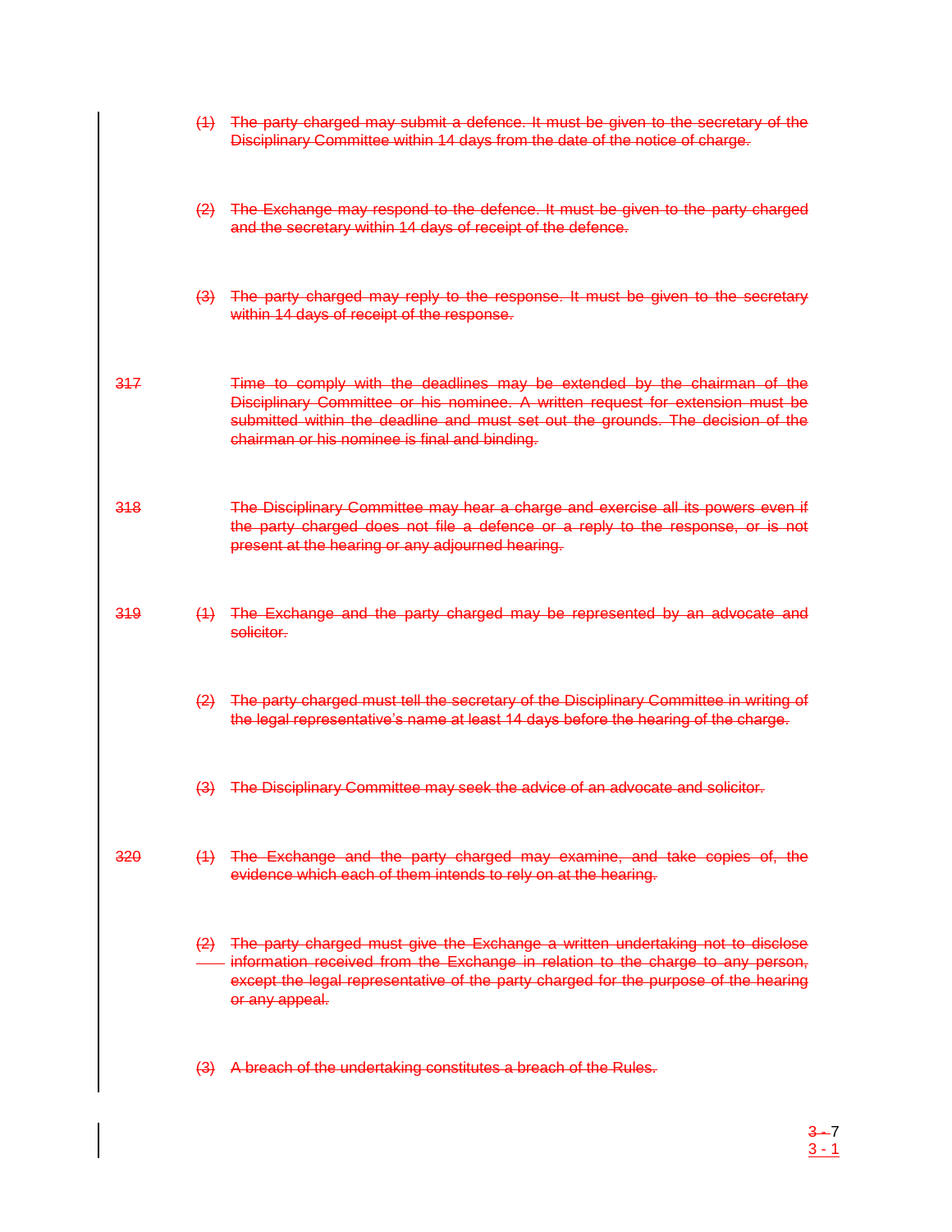(1) ~~The party charged may submit a defence. It must be given to the secretary of the Disciplinary Committee within 14 days from the date of the notice of charge.~~

(2) ~~The Exchange may respond to the defence. It must be given to the party charged and the secretary within 14 days of receipt of the defence.~~

(3) ~~The party charged may reply to the response. It must be given to the secretary within 14 days of receipt of the response.~~

~~317~~ ~~Time to comply with the deadlines may be extended by the chairman of the Disciplinary Committee or his nominee. A written request for extension must be submitted within the deadline and must set out the grounds. The decision of the chairman or his nominee is final and binding.~~

~~318~~ ~~The Disciplinary Committee may hear a charge and exercise all its powers even if the party charged does not file a defence or a reply to the response, or is not present at the hearing or any adjourned hearing.~~

~~319~~ (1) ~~The Exchange and the party charged may be represented by an advocate and solicitor.~~

(2) ~~The party charged must tell the secretary of the Disciplinary Committee in writing of the legal representative's name at least 14 days before the hearing of the charge.~~

(3) ~~The Disciplinary Committee may seek the advice of an advocate and solicitor.~~

~~320~~ (1) ~~The Exchange and the party charged may examine, and take copies of, the evidence which each of them intends to rely on at the hearing.~~

(2) ~~The party charged must give the Exchange a written undertaking not to disclose information received from the Exchange in relation to the charge to any person, except the legal representative of the party charged for the purpose of the hearing or any appeal.~~

(3) ~~A breach of the undertaking constitutes a breach of the Rules.~~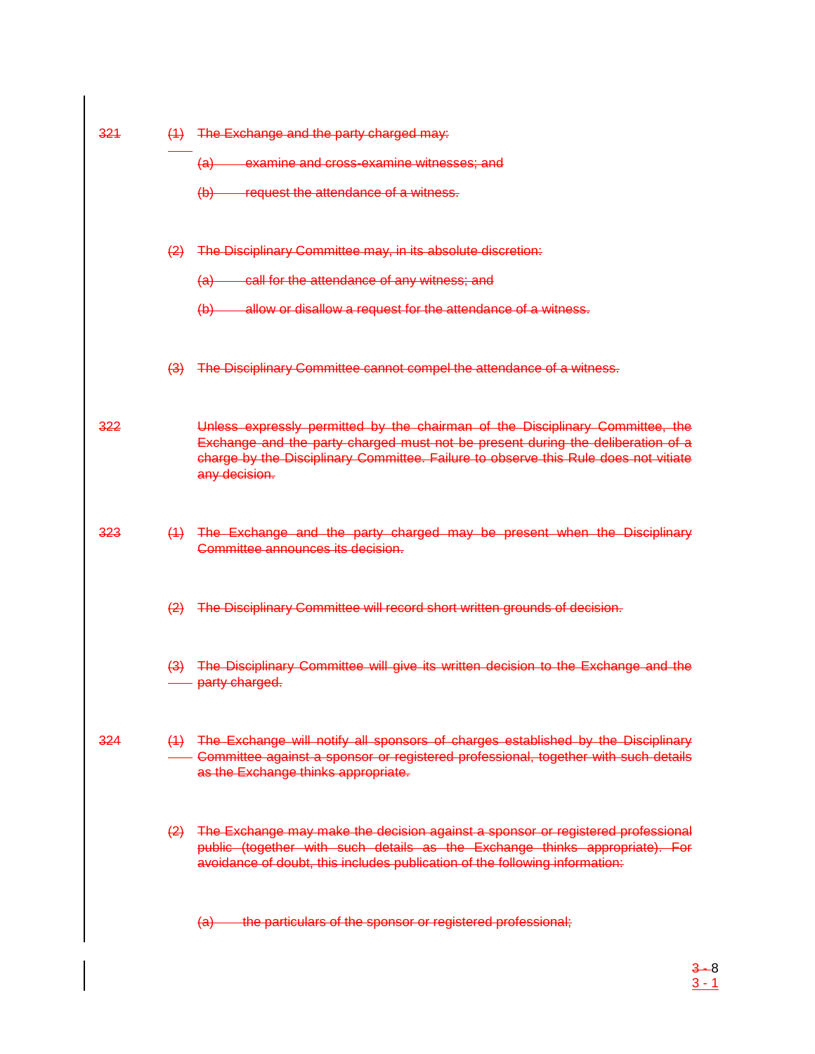~~321~~ ~~(1) The Exchange and the party charged may:~~

~~(a) examine and cross-examine witnesses; and~~

~~(b) request the attendance of a witness.~~

~~(2) The Disciplinary Committee may, in its absolute discretion:~~

~~(a) call for the attendance of any witness; and~~

~~(b) allow or disallow a request for the attendance of a witness.~~

~~(3) The Disciplinary Committee cannot compel the attendance of a witness.~~

~~322~~ ~~Unless expressly permitted by the chairman of the Disciplinary Committee, the Exchange and the party charged must not be present during the deliberation of a charge by the Disciplinary Committee. Failure to observe this Rule does not vitiate any decision.~~

~~323~~ ~~(1) The Exchange and the party charged may be present when the Disciplinary Committee announces its decision.~~

~~(2) The Disciplinary Committee will record short written grounds of decision.~~

~~(3) The Disciplinary Committee will give its written decision to the Exchange and the party charged.~~

~~324~~ ~~(1) The Exchange will notify all sponsors of charges established by the Disciplinary Committee against a sponsor or registered professional, together with such details as the Exchange thinks appropriate.~~

~~(2) The Exchange may make the decision against a sponsor or registered professional public (together with such details as the Exchange thinks appropriate). For avoidance of doubt, this includes publication of the following information:~~

~~(a) the particulars of the sponsor or registered professional;~~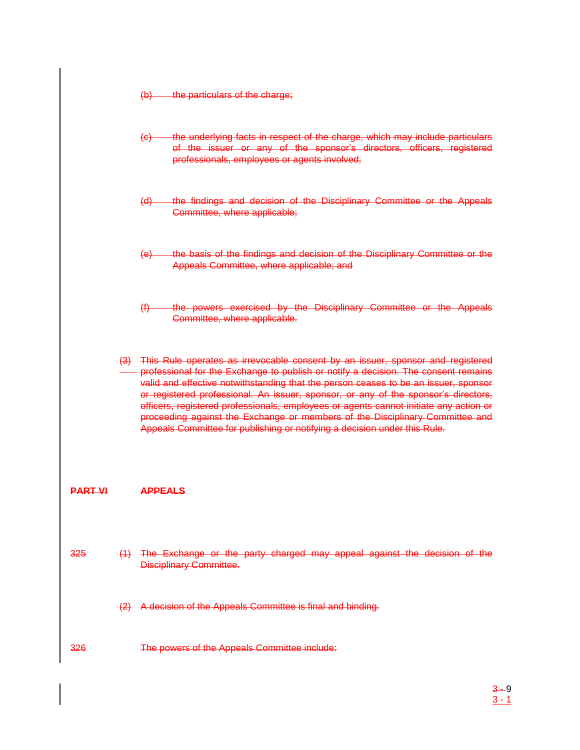(b) the particulars of the charge;

(c) the underlying facts in respect of the charge, which may include particulars of the issuer or any of the sponsor's directors, officers, registered professionals, employees or agents involved;

(d) the findings and decision of the Disciplinary Committee or the Appeals Committee, where applicable;

(e) the basis of the findings and decision of the Disciplinary Committee or the Appeals Committee, where applicable; and

(f) the powers exercised by the Disciplinary Committee or the Appeals Committee, where applicable.

(3) This Rule operates as irrevocable consent by an issuer, sponsor and registered professional for the Exchange to publish or notify a decision. The consent remains valid and effective notwithstanding that the person ceases to be an issuer, sponsor or registered professional. An issuer, sponsor, or any of the sponsor's directors, officers, registered professionals, employees or agents cannot initiate any action or proceeding against the Exchange or members of the Disciplinary Committee and Appeals Committee for publishing or notifying a decision under this Rule.

## PART VI APPEALS

325 (1) The Exchange or the party charged may appeal against the decision of the Disciplinary Committee.

(2) A decision of the Appeals Committee is final and binding.

326 The powers of the Appeals Committee include: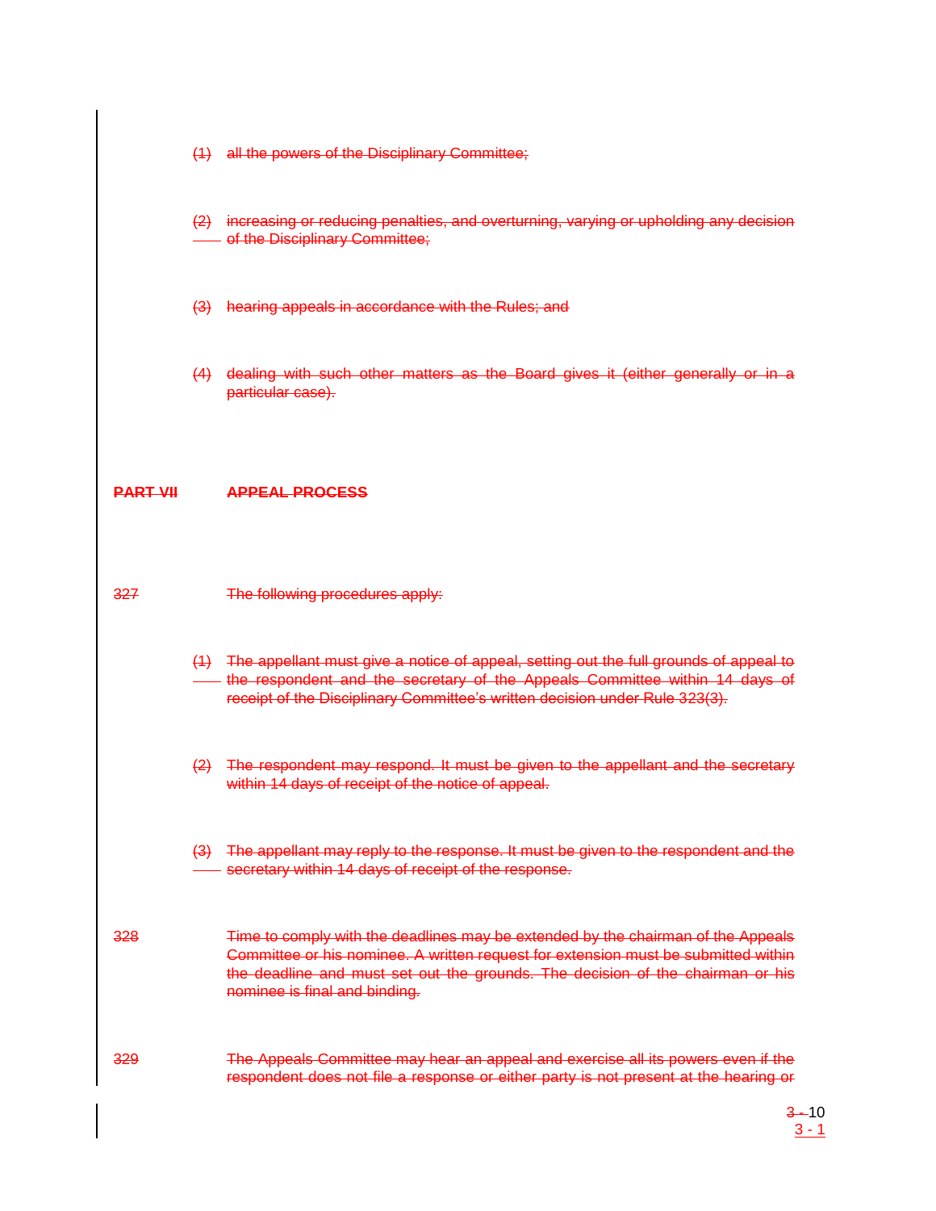(1) all the powers of the Disciplinary Committee;

(2) increasing or reducing penalties, and overturning, varying or upholding any decision of the Disciplinary Committee;

(3) hearing appeals in accordance with the Rules; and

(4) dealing with such other matters as the Board gives it (either generally or in a particular case).

## PART VII APPEAL PROCESS

327 The following procedures apply:

(1) The appellant must give a notice of appeal, setting out the full grounds of appeal to the respondent and the secretary of the Appeals Committee within 14 days of receipt of the Disciplinary Committee's written decision under Rule 323(3).

(2) The respondent may respond. It must be given to the appellant and the secretary within 14 days of receipt of the notice of appeal.

(3) The appellant may reply to the response. It must be given to the respondent and the secretary within 14 days of receipt of the response.

328 Time to comply with the deadlines may be extended by the chairman of the Appeals Committee or his nominee. A written request for extension must be submitted within the deadline and must set out the grounds. The decision of the chairman or his nominee is final and binding.

329 The Appeals Committee may hear an appeal and exercise all its powers even if the respondent does not file a response or either party is not present at the hearing or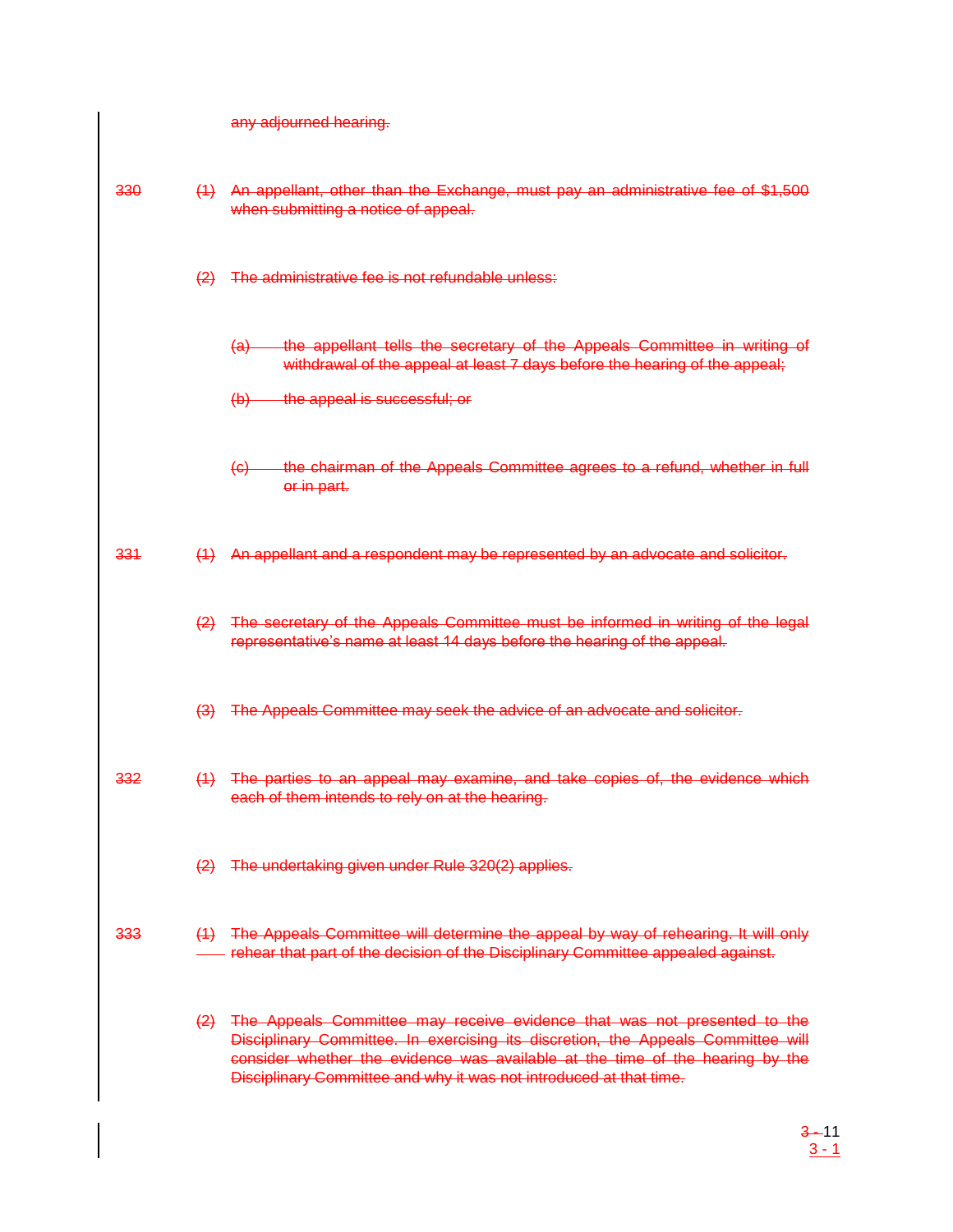any adjourned hearing.

330 (1) An appellant, other than the Exchange, must pay an administrative fee of $1,500 when submitting a notice of appeal.

(2) The administrative fee is not refundable unless:

(a) the appellant tells the secretary of the Appeals Committee in writing of withdrawal of the appeal at least 7 days before the hearing of the appeal;

(b) the appeal is successful; or

(c) the chairman of the Appeals Committee agrees to a refund, whether in full or in part.

331 (1) An appellant and a respondent may be represented by an advocate and solicitor.

(2) The secretary of the Appeals Committee must be informed in writing of the legal representative's name at least 14 days before the hearing of the appeal.

(3) The Appeals Committee may seek the advice of an advocate and solicitor.

332 (1) The parties to an appeal may examine, and take copies of, the evidence which each of them intends to rely on at the hearing.

(2) The undertaking given under Rule 320(2) applies.

333 (1) The Appeals Committee will determine the appeal by way of rehearing. It will only rehear that part of the decision of the Disciplinary Committee appealed against.

(2) The Appeals Committee may receive evidence that was not presented to the Disciplinary Committee. In exercising its discretion, the Appeals Committee will consider whether the evidence was available at the time of the hearing by the Disciplinary Committee and why it was not introduced at that time.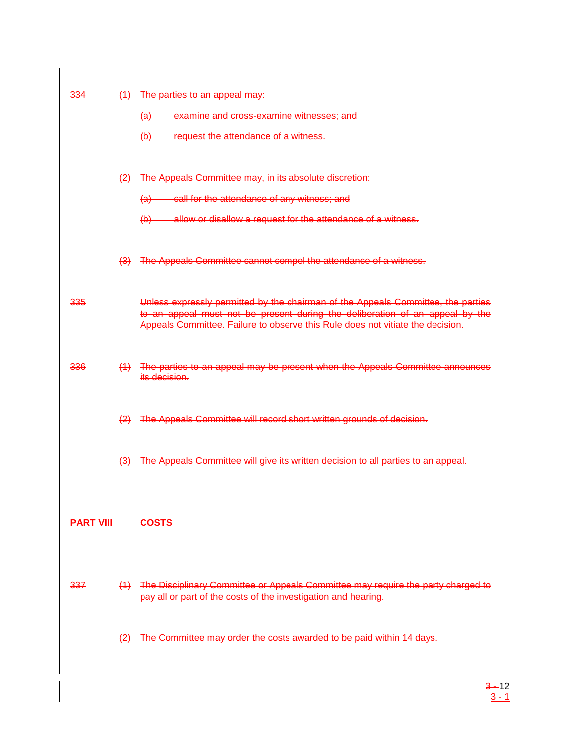334 (1) The parties to an appeal may:

(a) examine and cross-examine witnesses; and

(b) request the attendance of a witness.

(2) The Appeals Committee may, in its absolute discretion:

(a) call for the attendance of any witness; and

(b) allow or disallow a request for the attendance of a witness.

(3) The Appeals Committee cannot compel the attendance of a witness.

335 Unless expressly permitted by the chairman of the Appeals Committee, the parties to an appeal must not be present during the deliberation of an appeal by the Appeals Committee. Failure to observe this Rule does not vitiate the decision.

336 (1) The parties to an appeal may be present when the Appeals Committee announces its decision.

(2) The Appeals Committee will record short written grounds of decision.

(3) The Appeals Committee will give its written decision to all parties to an appeal.

**PART VIII COSTS**

337 (1) The Disciplinary Committee or Appeals Committee may require the party charged to pay all or part of the costs of the investigation and hearing.

(2) The Committee may order the costs awarded to be paid within 14 days.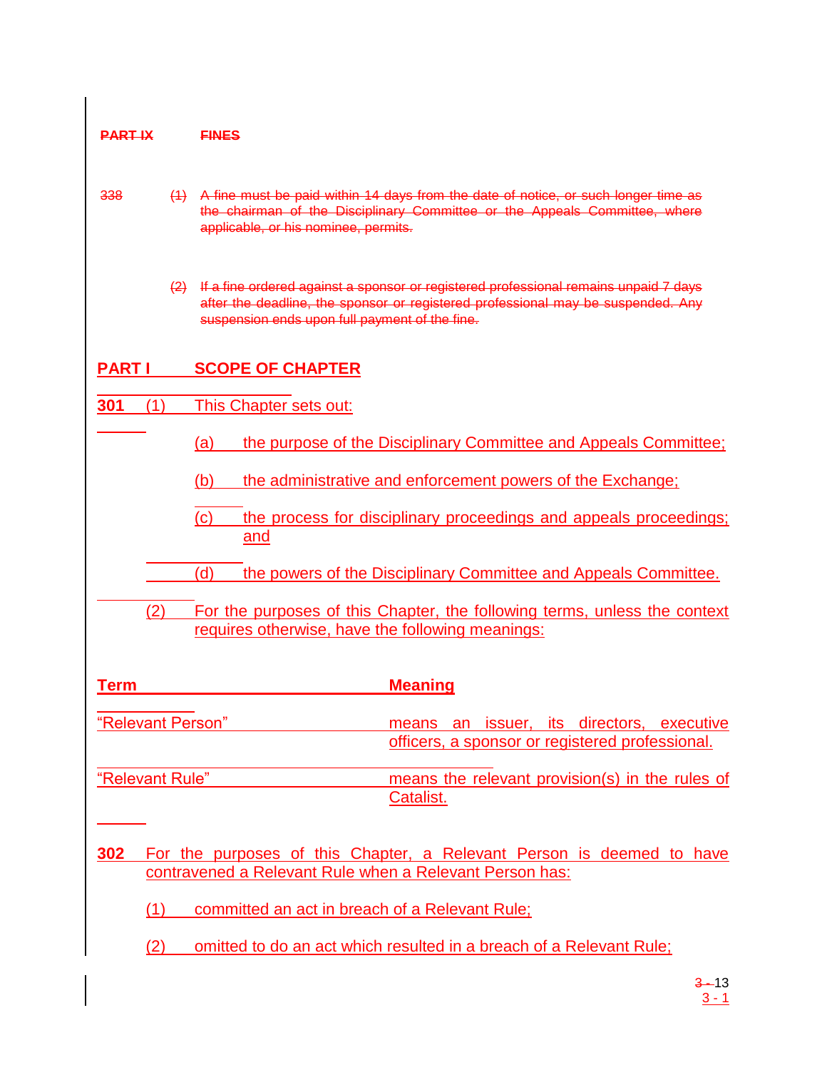~~PART IX FINES~~

~~338 (1) A fine must be paid within 14 days from the date of notice, or such longer time as the chairman of the Disciplinary Committee or the Appeals Committee, where applicable, or his nominee, permits.~~

~~(2) If a fine ordered against a sponsor or registered professional remains unpaid 7 days after the deadline, the sponsor or registered professional may be suspended. Any suspension ends upon full payment of the fine.~~

## PART I SCOPE OF CHAPTER

**301** (1) This Chapter sets out:

(a) the purpose of the Disciplinary Committee and Appeals Committee;

(b) the administrative and enforcement powers of the Exchange;

(c) the process for disciplinary proceedings and appeals proceedings; and

(d) the powers of the Disciplinary Committee and Appeals Committee.

(2) For the purposes of this Chapter, the following terms, unless the context requires otherwise, have the following meanings:

| Term | Meaning |
|---|---|
| "Relevant Person" | means an issuer, its directors, executive officers, a sponsor or registered professional. |
| "Relevant Rule" | means the relevant provision(s) in the rules of Catalist. |

**302** For the purposes of this Chapter, a Relevant Person is deemed to have contravened a Relevant Rule when a Relevant Person has:

(1) committed an act in breach of a Relevant Rule;

(2) omitted to do an act which resulted in a breach of a Relevant Rule;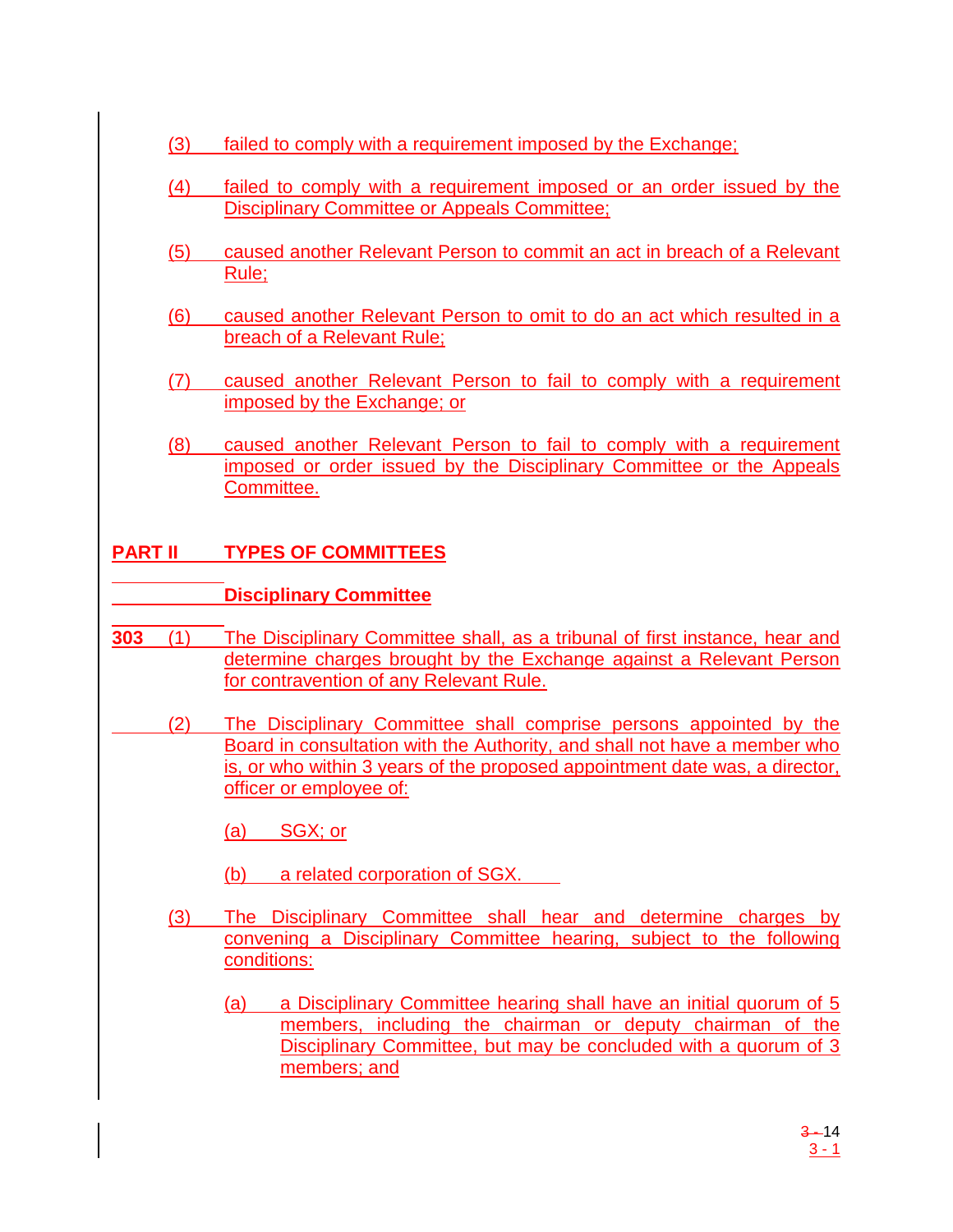(3) failed to comply with a requirement imposed by the Exchange;

(4) failed to comply with a requirement imposed or an order issued by the Disciplinary Committee or Appeals Committee;

(5) caused another Relevant Person to commit an act in breach of a Relevant Rule;

(6) caused another Relevant Person to omit to do an act which resulted in a breach of a Relevant Rule;

(7) caused another Relevant Person to fail to comply with a requirement imposed by the Exchange; or

(8) caused another Relevant Person to fail to comply with a requirement imposed or order issued by the Disciplinary Committee or the Appeals Committee.

## PART II TYPES OF COMMITTEES

### Disciplinary Committee

**303** (1) The Disciplinary Committee shall, as a tribunal of first instance, hear and determine charges brought by the Exchange against a Relevant Person for contravention of any Relevant Rule.

(2) The Disciplinary Committee shall comprise persons appointed by the Board in consultation with the Authority, and shall not have a member who is, or who within 3 years of the proposed appointment date was, a director, officer or employee of:

(a) SGX; or

(b) a related corporation of SGX.

(3) The Disciplinary Committee shall hear and determine charges by convening a Disciplinary Committee hearing, subject to the following conditions:

(a) a Disciplinary Committee hearing shall have an initial quorum of 5 members, including the chairman or deputy chairman of the Disciplinary Committee, but may be concluded with a quorum of 3 members; and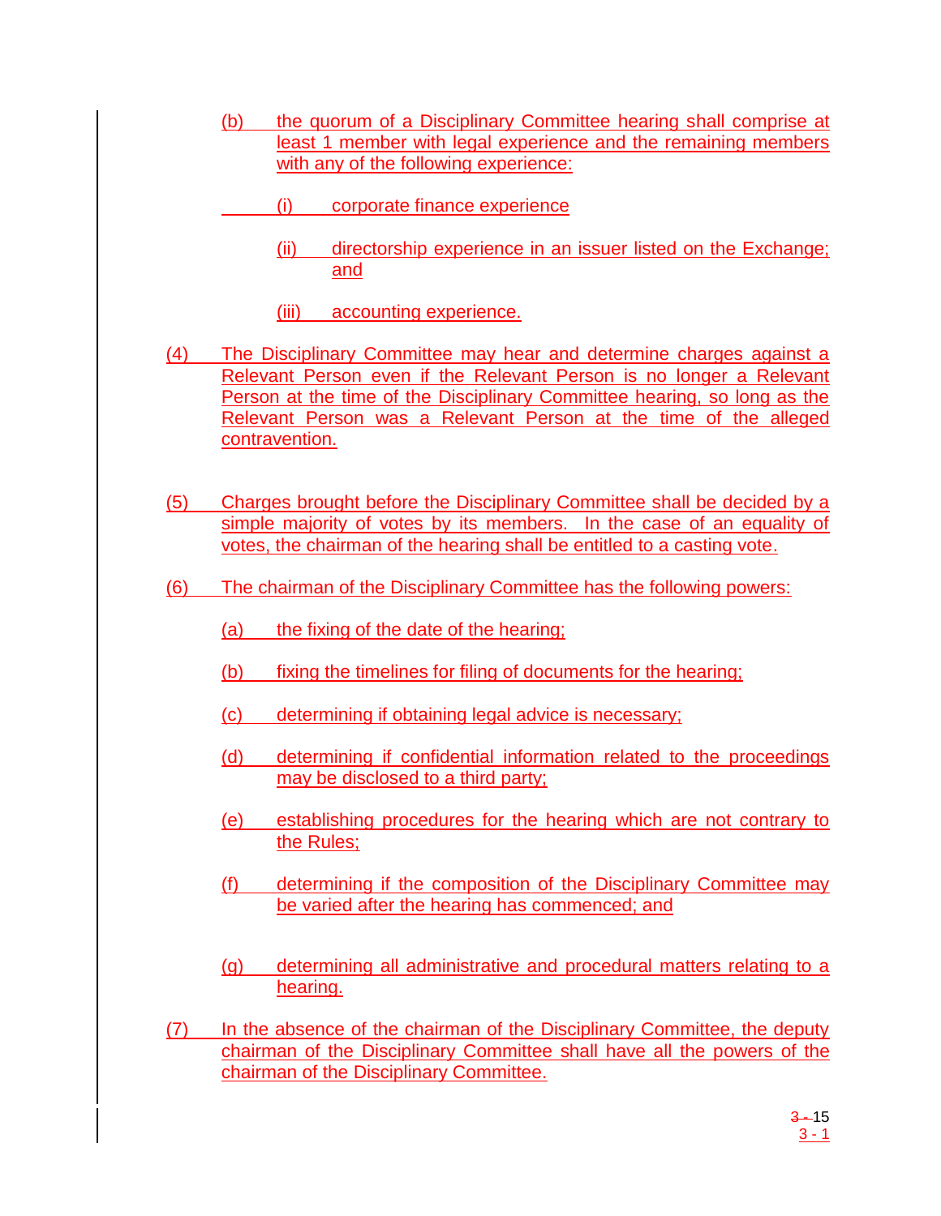(b) the quorum of a Disciplinary Committee hearing shall comprise at least 1 member with legal experience and the remaining members with any of the following experience:

(i) corporate finance experience

(ii) directorship experience in an issuer listed on the Exchange; and

(iii) accounting experience.

(4) The Disciplinary Committee may hear and determine charges against a Relevant Person even if the Relevant Person is no longer a Relevant Person at the time of the Disciplinary Committee hearing, so long as the Relevant Person was a Relevant Person at the time of the alleged contravention.

(5) Charges brought before the Disciplinary Committee shall be decided by a simple majority of votes by its members. In the case of an equality of votes, the chairman of the hearing shall be entitled to a casting vote.

(6) The chairman of the Disciplinary Committee has the following powers:

(a) the fixing of the date of the hearing;

(b) fixing the timelines for filing of documents for the hearing;

(c) determining if obtaining legal advice is necessary;

(d) determining if confidential information related to the proceedings may be disclosed to a third party;

(e) establishing procedures for the hearing which are not contrary to the Rules;

(f) determining if the composition of the Disciplinary Committee may be varied after the hearing has commenced; and

(g) determining all administrative and procedural matters relating to a hearing.

(7) In the absence of the chairman of the Disciplinary Committee, the deputy chairman of the Disciplinary Committee shall have all the powers of the chairman of the Disciplinary Committee.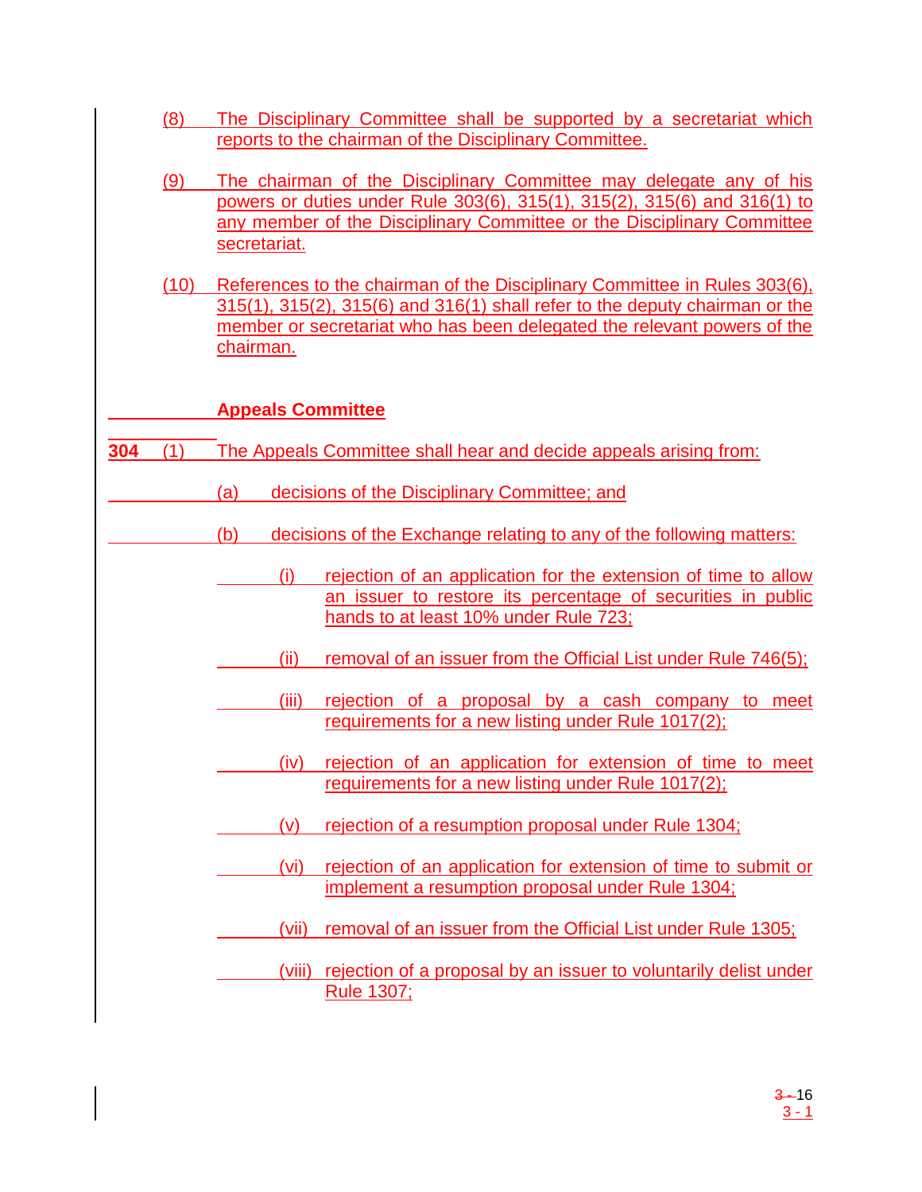(8) The Disciplinary Committee shall be supported by a secretariat which reports to the chairman of the Disciplinary Committee.

(9) The chairman of the Disciplinary Committee may delegate any of his powers or duties under Rule 303(6), 315(1), 315(2), 315(6) and 316(1) to any member of the Disciplinary Committee or the Disciplinary Committee secretariat.

(10) References to the chairman of the Disciplinary Committee in Rules 303(6), 315(1), 315(2), 315(6) and 316(1) shall refer to the deputy chairman or the member or secretariat who has been delegated the relevant powers of the chairman.

**Appeals Committee**

**304** (1) The Appeals Committee shall hear and decide appeals arising from:

(a) decisions of the Disciplinary Committee; and

(b) decisions of the Exchange relating to any of the following matters:

(i) rejection of an application for the extension of time to allow an issuer to restore its percentage of securities in public hands to at least 10% under Rule 723;

(ii) removal of an issuer from the Official List under Rule 746(5);

(iii) rejection of a proposal by a cash company to meet requirements for a new listing under Rule 1017(2);

(iv) rejection of an application for extension of time to meet requirements for a new listing under Rule 1017(2);

(v) rejection of a resumption proposal under Rule 1304;

(vi) rejection of an application for extension of time to submit or implement a resumption proposal under Rule 1304;

(vii) removal of an issuer from the Official List under Rule 1305;

(viii) rejection of a proposal by an issuer to voluntarily delist under Rule 1307;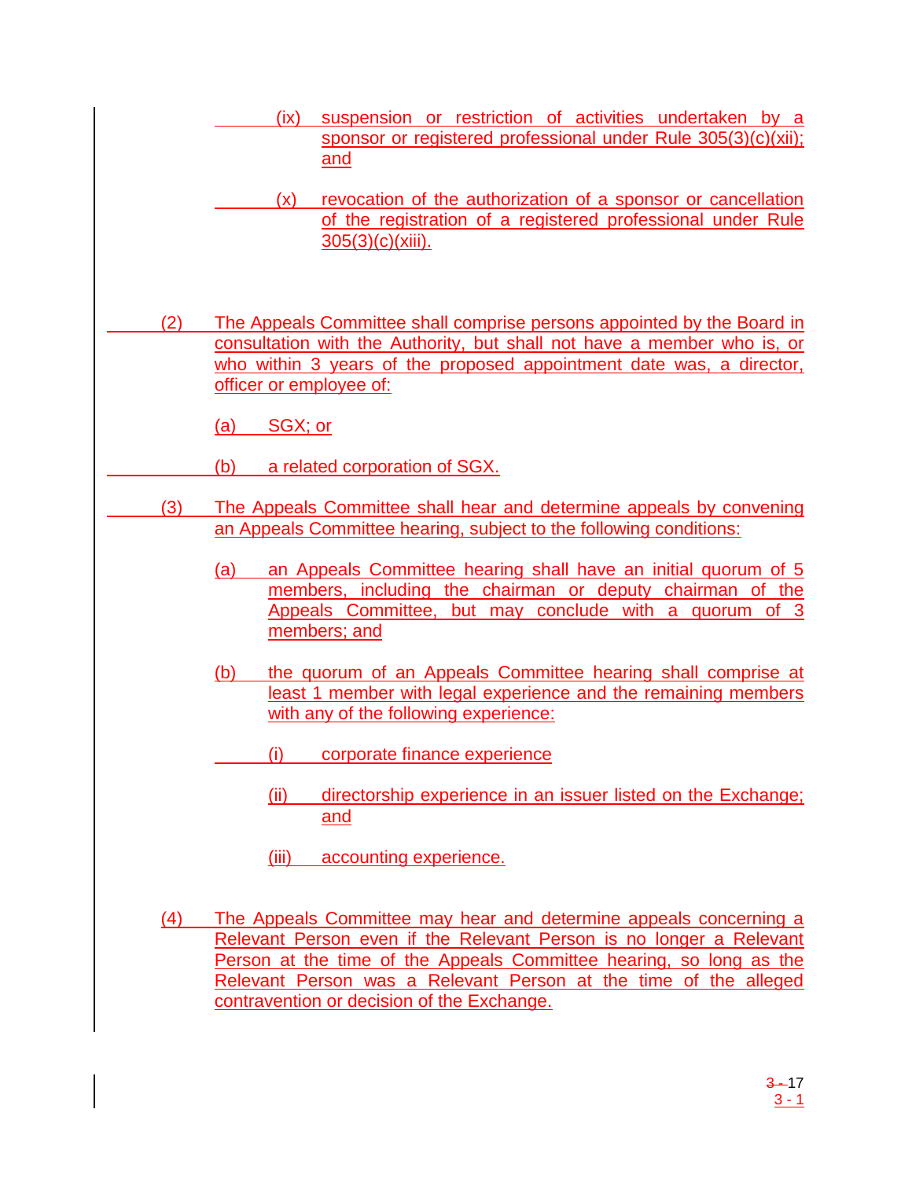(ix) suspension or restriction of activities undertaken by a sponsor or registered professional under Rule 305(3)(c)(xii); and

(x) revocation of the authorization of a sponsor or cancellation of the registration of a registered professional under Rule 305(3)(c)(xiii).

(2) The Appeals Committee shall comprise persons appointed by the Board in consultation with the Authority, but shall not have a member who is, or who within 3 years of the proposed appointment date was, a director, officer or employee of:

(a) SGX; or

(b) a related corporation of SGX.

(3) The Appeals Committee shall hear and determine appeals by convening an Appeals Committee hearing, subject to the following conditions:

(a) an Appeals Committee hearing shall have an initial quorum of 5 members, including the chairman or deputy chairman of the Appeals Committee, but may conclude with a quorum of 3 members; and

(b) the quorum of an Appeals Committee hearing shall comprise at least 1 member with legal experience and the remaining members with any of the following experience:

(i) corporate finance experience

(ii) directorship experience in an issuer listed on the Exchange; and

(iii) accounting experience.

(4) The Appeals Committee may hear and determine appeals concerning a Relevant Person even if the Relevant Person is no longer a Relevant Person at the time of the Appeals Committee hearing, so long as the Relevant Person was a Relevant Person at the time of the alleged contravention or decision of the Exchange.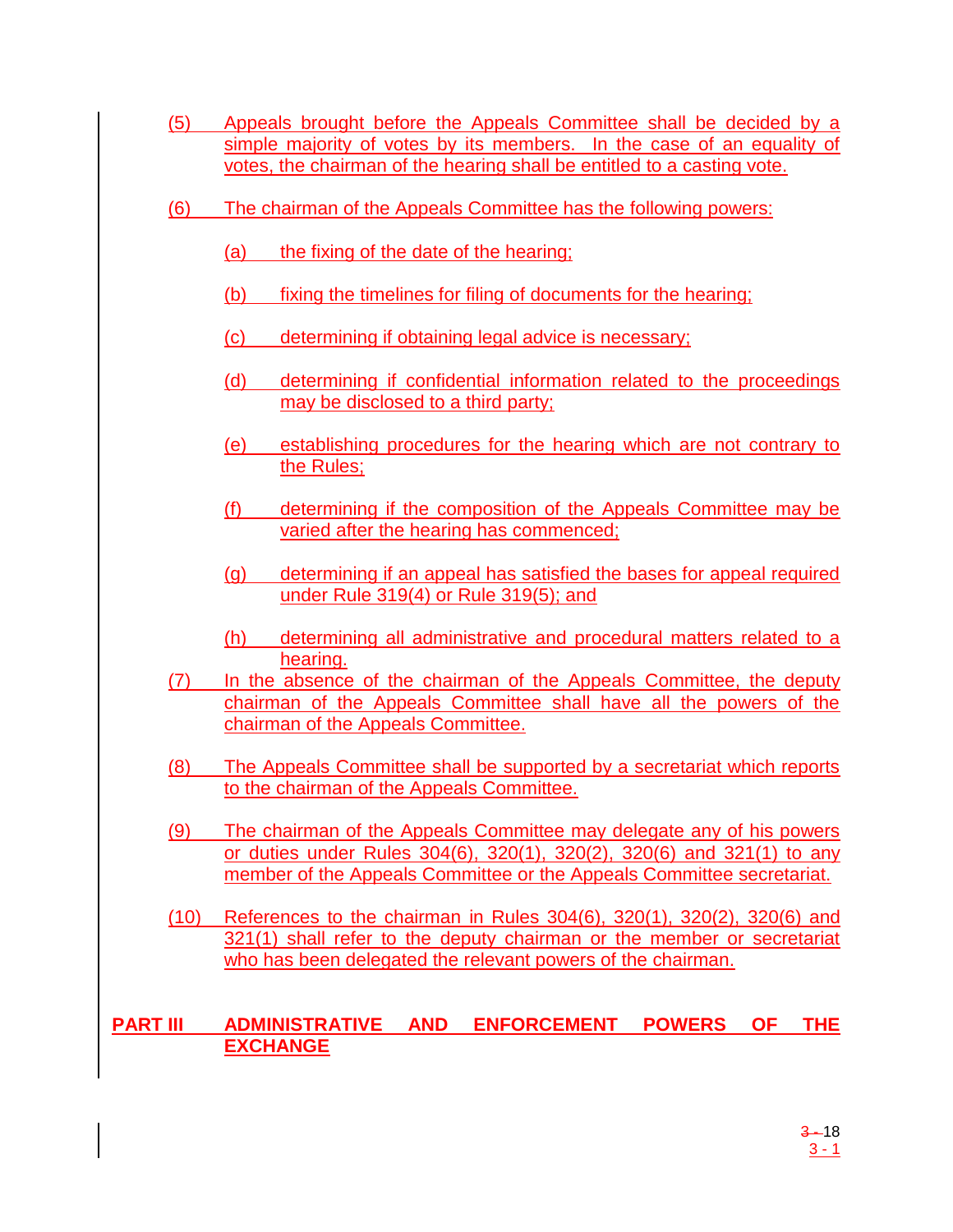(5) Appeals brought before the Appeals Committee shall be decided by a simple majority of votes by its members. In the case of an equality of votes, the chairman of the hearing shall be entitled to a casting vote.

(6) The chairman of the Appeals Committee has the following powers:

(a) the fixing of the date of the hearing;

(b) fixing the timelines for filing of documents for the hearing;

(c) determining if obtaining legal advice is necessary;

(d) determining if confidential information related to the proceedings may be disclosed to a third party;

(e) establishing procedures for the hearing which are not contrary to the Rules;

(f) determining if the composition of the Appeals Committee may be varied after the hearing has commenced;

(g) determining if an appeal has satisfied the bases for appeal required under Rule 319(4) or Rule 319(5); and

(h) determining all administrative and procedural matters related to a hearing.

(7) In the absence of the chairman of the Appeals Committee, the deputy chairman of the Appeals Committee shall have all the powers of the chairman of the Appeals Committee.

(8) The Appeals Committee shall be supported by a secretariat which reports to the chairman of the Appeals Committee.

(9) The chairman of the Appeals Committee may delegate any of his powers or duties under Rules 304(6), 320(1), 320(2), 320(6) and 321(1) to any member of the Appeals Committee or the Appeals Committee secretariat.

(10) References to the chairman in Rules 304(6), 320(1), 320(2), 320(6) and 321(1) shall refer to the deputy chairman or the member or secretariat who has been delegated the relevant powers of the chairman.

## PART III ADMINISTRATIVE AND ENFORCEMENT POWERS OF THE EXCHANGE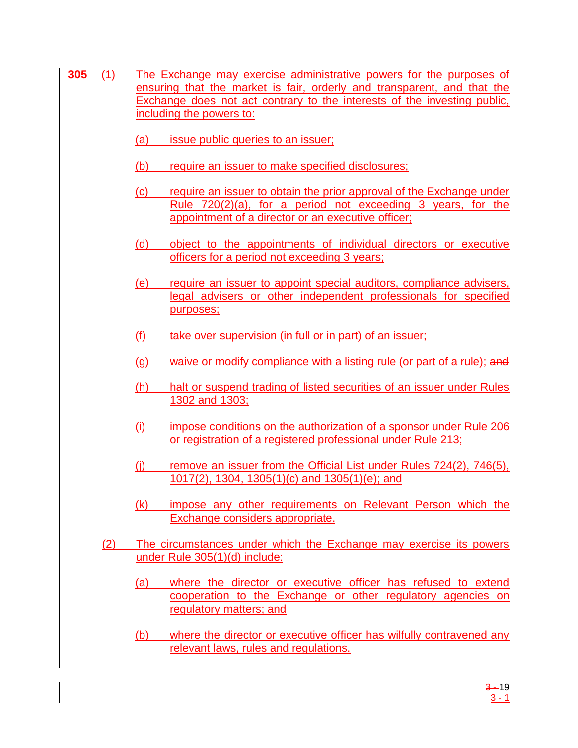**305** (1) The Exchange may exercise administrative powers for the purposes of ensuring that the market is fair, orderly and transparent, and that the Exchange does not act contrary to the interests of the investing public, including the powers to:

(a) issue public queries to an issuer;

(b) require an issuer to make specified disclosures;

(c) require an issuer to obtain the prior approval of the Exchange under Rule 720(2)(a), for a period not exceeding 3 years, for the appointment of a director or an executive officer;

(d) object to the appointments of individual directors or executive officers for a period not exceeding 3 years;

(e) require an issuer to appoint special auditors, compliance advisers, legal advisers or other independent professionals for specified purposes;

(f) take over supervision (in full or in part) of an issuer;

(g) waive or modify compliance with a listing rule (or part of a rule); ~~and~~

(h) halt or suspend trading of listed securities of an issuer under Rules 1302 and 1303;

(i) impose conditions on the authorization of a sponsor under Rule 206 or registration of a registered professional under Rule 213;

(j) remove an issuer from the Official List under Rules 724(2), 746(5), 1017(2), 1304, 1305(1)(c) and 1305(1)(e); and

(k) impose any other requirements on Relevant Person which the Exchange considers appropriate.

(2) The circumstances under which the Exchange may exercise its powers under Rule 305(1)(d) include:

(a) where the director or executive officer has refused to extend cooperation to the Exchange or other regulatory agencies on regulatory matters; and

(b) where the director or executive officer has wilfully contravened any relevant laws, rules and regulations.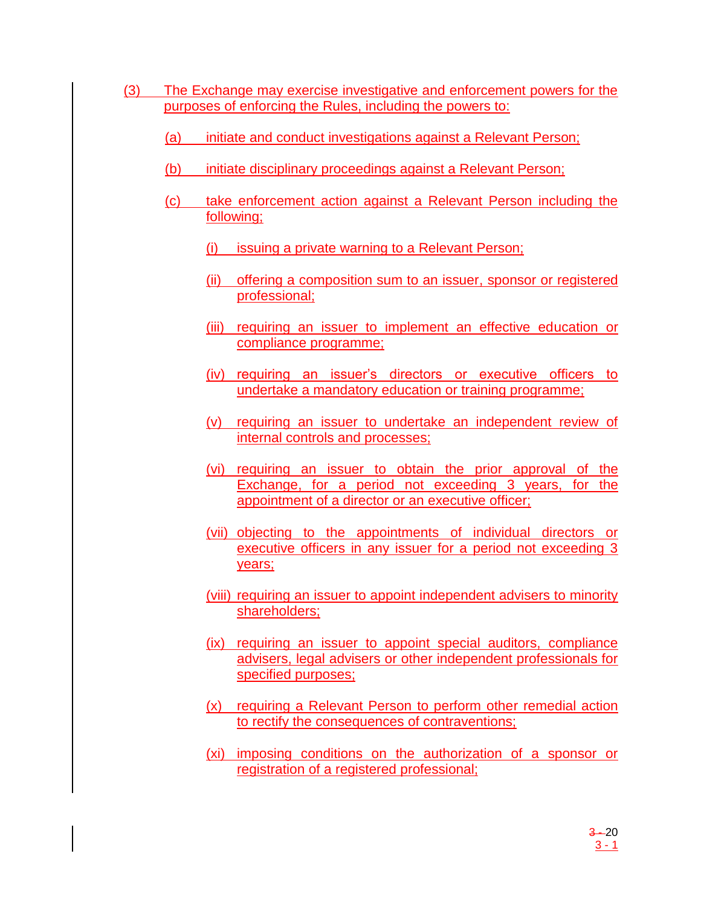(3) The Exchange may exercise investigative and enforcement powers for the purposes of enforcing the Rules, including the powers to:

(a) initiate and conduct investigations against a Relevant Person;

(b) initiate disciplinary proceedings against a Relevant Person;

(c) take enforcement action against a Relevant Person including the following;

(i) issuing a private warning to a Relevant Person;

(ii) offering a composition sum to an issuer, sponsor or registered professional;

(iii) requiring an issuer to implement an effective education or compliance programme;

(iv) requiring an issuer's directors or executive officers to undertake a mandatory education or training programme;

(v) requiring an issuer to undertake an independent review of internal controls and processes;

(vi) requiring an issuer to obtain the prior approval of the Exchange, for a period not exceeding 3 years, for the appointment of a director or an executive officer;

(vii) objecting to the appointments of individual directors or executive officers in any issuer for a period not exceeding 3 years;

(viii) requiring an issuer to appoint independent advisers to minority shareholders;

(ix) requiring an issuer to appoint special auditors, compliance advisers, legal advisers or other independent professionals for specified purposes;

(x) requiring a Relevant Person to perform other remedial action to rectify the consequences of contraventions;

(xi) imposing conditions on the authorization of a sponsor or registration of a registered professional;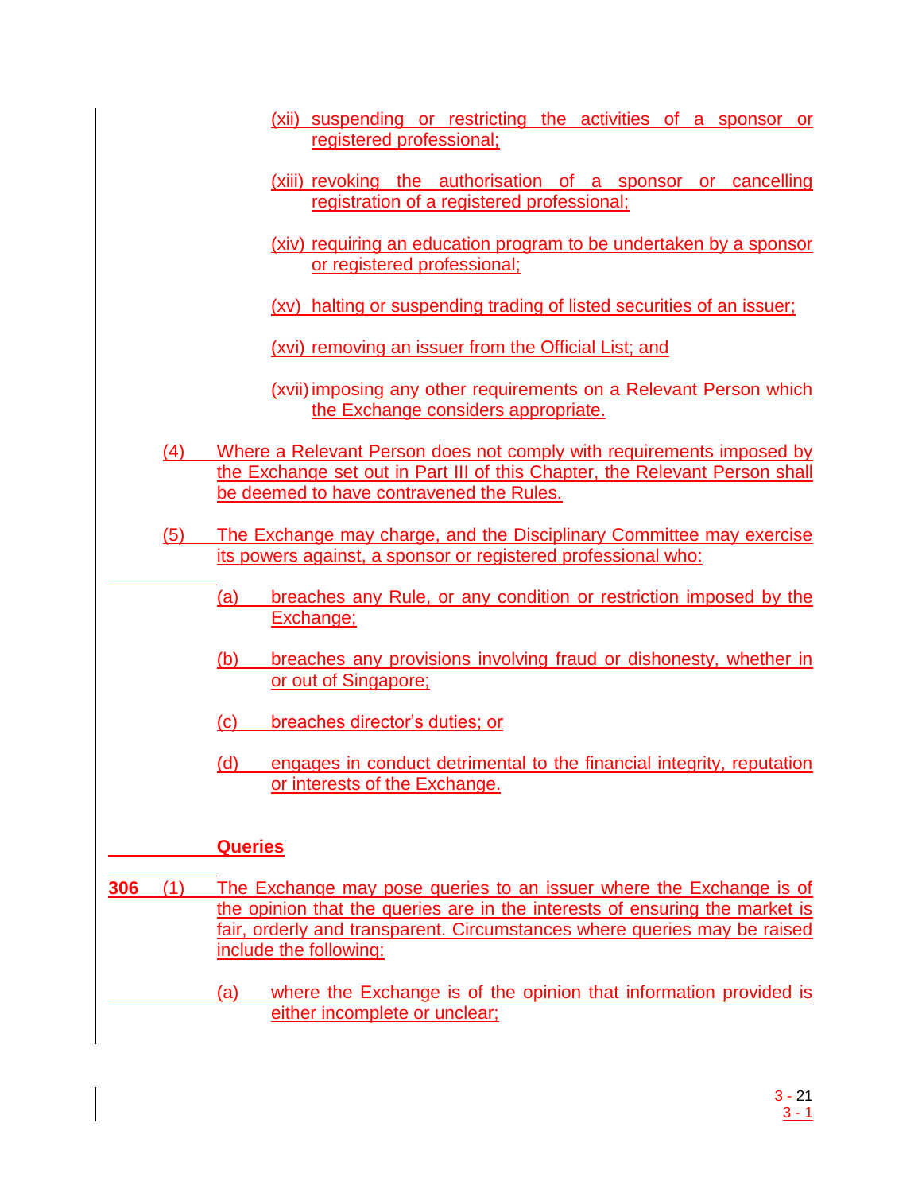(xii) suspending or restricting the activities of a sponsor or registered professional;

(xiii) revoking the authorisation of a sponsor or cancelling registration of a registered professional;

(xiv) requiring an education program to be undertaken by a sponsor or registered professional;

(xv) halting or suspending trading of listed securities of an issuer;

(xvi) removing an issuer from the Official List; and

(xvii) imposing any other requirements on a Relevant Person which the Exchange considers appropriate.

(4) Where a Relevant Person does not comply with requirements imposed by the Exchange set out in Part III of this Chapter, the Relevant Person shall be deemed to have contravened the Rules.

(5) The Exchange may charge, and the Disciplinary Committee may exercise its powers against, a sponsor or registered professional who:

(a) breaches any Rule, or any condition or restriction imposed by the Exchange;

(b) breaches any provisions involving fraud or dishonesty, whether in or out of Singapore;

(c) breaches director's duties; or

(d) engages in conduct detrimental to the financial integrity, reputation or interests of the Exchange.

**Queries**

**306** (1) The Exchange may pose queries to an issuer where the Exchange is of the opinion that the queries are in the interests of ensuring the market is fair, orderly and transparent. Circumstances where queries may be raised include the following:

(a) where the Exchange is of the opinion that information provided is either incomplete or unclear;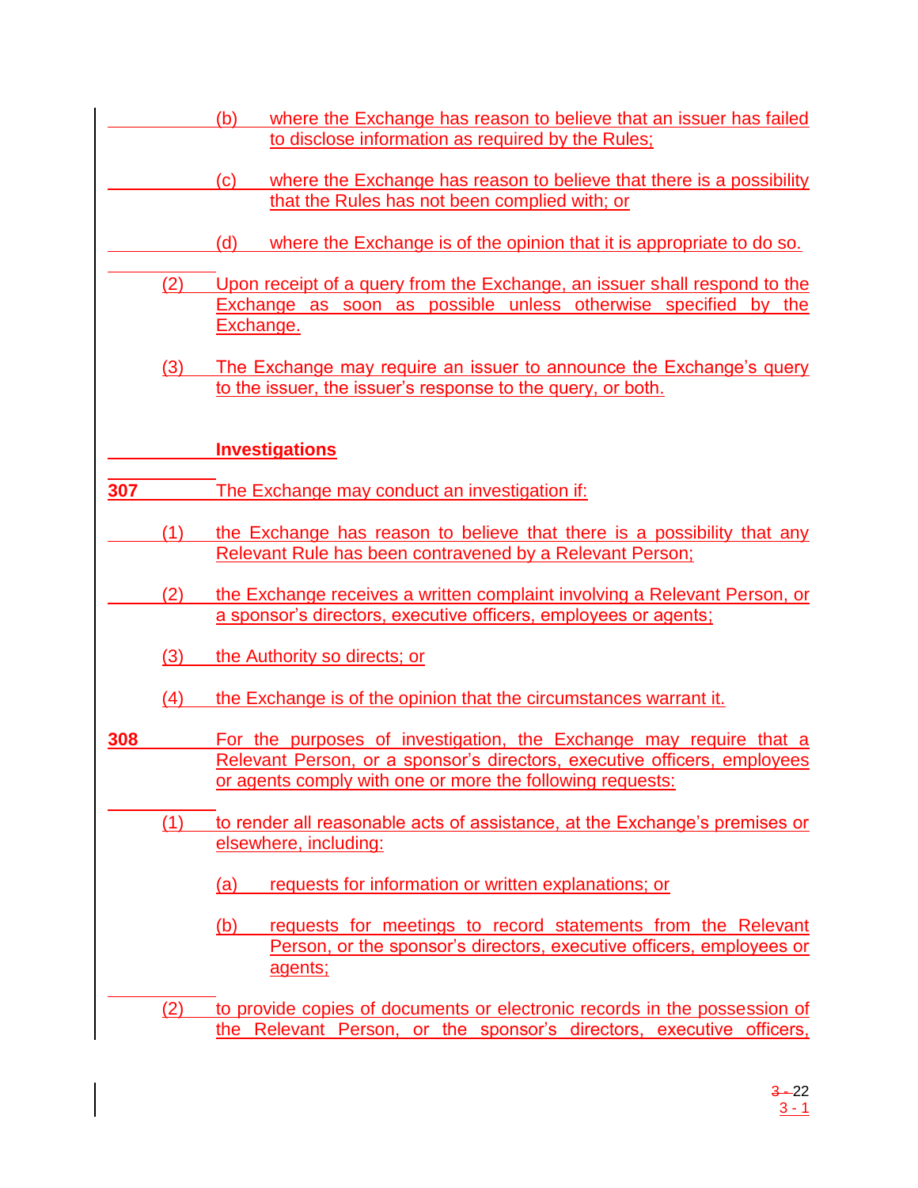(b) where the Exchange has reason to believe that an issuer has failed to disclose information as required by the Rules;

(c) where the Exchange has reason to believe that there is a possibility that the Rules has not been complied with; or

(d) where the Exchange is of the opinion that it is appropriate to do so.

(2) Upon receipt of a query from the Exchange, an issuer shall respond to the Exchange as soon as possible unless otherwise specified by the Exchange.

(3) The Exchange may require an issuer to announce the Exchange's query to the issuer, the issuer's response to the query, or both.

**Investigations**

**307** The Exchange may conduct an investigation if:

(1) the Exchange has reason to believe that there is a possibility that any Relevant Rule has been contravened by a Relevant Person;

(2) the Exchange receives a written complaint involving a Relevant Person, or a sponsor's directors, executive officers, employees or agents;

(3) the Authority so directs; or

(4) the Exchange is of the opinion that the circumstances warrant it.

**308** For the purposes of investigation, the Exchange may require that a Relevant Person, or a sponsor's directors, executive officers, employees or agents comply with one or more the following requests:

(1) to render all reasonable acts of assistance, at the Exchange's premises or elsewhere, including:

(a) requests for information or written explanations; or

(b) requests for meetings to record statements from the Relevant Person, or the sponsor's directors, executive officers, employees or agents;

(2) to provide copies of documents or electronic records in the possession of the Relevant Person, or the sponsor's directors, executive officers,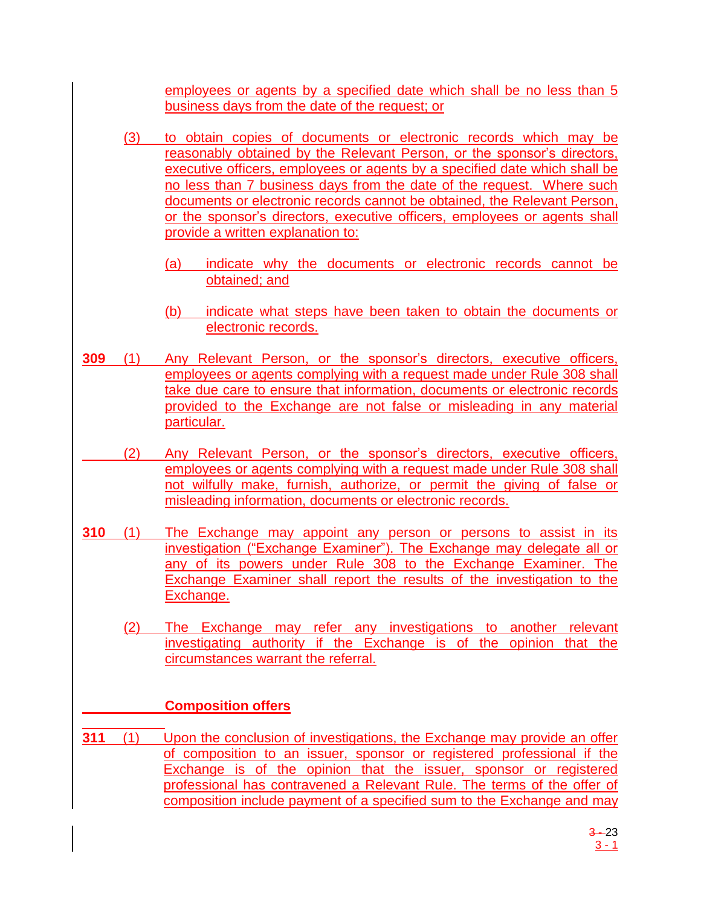employees or agents by a specified date which shall be no less than 5 business days from the date of the request; or

(3) to obtain copies of documents or electronic records which may be reasonably obtained by the Relevant Person, or the sponsor's directors, executive officers, employees or agents by a specified date which shall be no less than 7 business days from the date of the request. Where such documents or electronic records cannot be obtained, the Relevant Person, or the sponsor's directors, executive officers, employees or agents shall provide a written explanation to:

(a) indicate why the documents or electronic records cannot be obtained; and

(b) indicate what steps have been taken to obtain the documents or electronic records.

**309** (1) Any Relevant Person, or the sponsor's directors, executive officers, employees or agents complying with a request made under Rule 308 shall take due care to ensure that information, documents or electronic records provided to the Exchange are not false or misleading in any material particular.

(2) Any Relevant Person, or the sponsor's directors, executive officers, employees or agents complying with a request made under Rule 308 shall not wilfully make, furnish, authorize, or permit the giving of false or misleading information, documents or electronic records.

**310** (1) The Exchange may appoint any person or persons to assist in its investigation ("Exchange Examiner"). The Exchange may delegate all or any of its powers under Rule 308 to the Exchange Examiner. The Exchange Examiner shall report the results of the investigation to the Exchange.

(2) The Exchange may refer any investigations to another relevant investigating authority if the Exchange is of the opinion that the circumstances warrant the referral.

**Composition offers**

**311** (1) Upon the conclusion of investigations, the Exchange may provide an offer of composition to an issuer, sponsor or registered professional if the Exchange is of the opinion that the issuer, sponsor or registered professional has contravened a Relevant Rule. The terms of the offer of composition include payment of a specified sum to the Exchange and may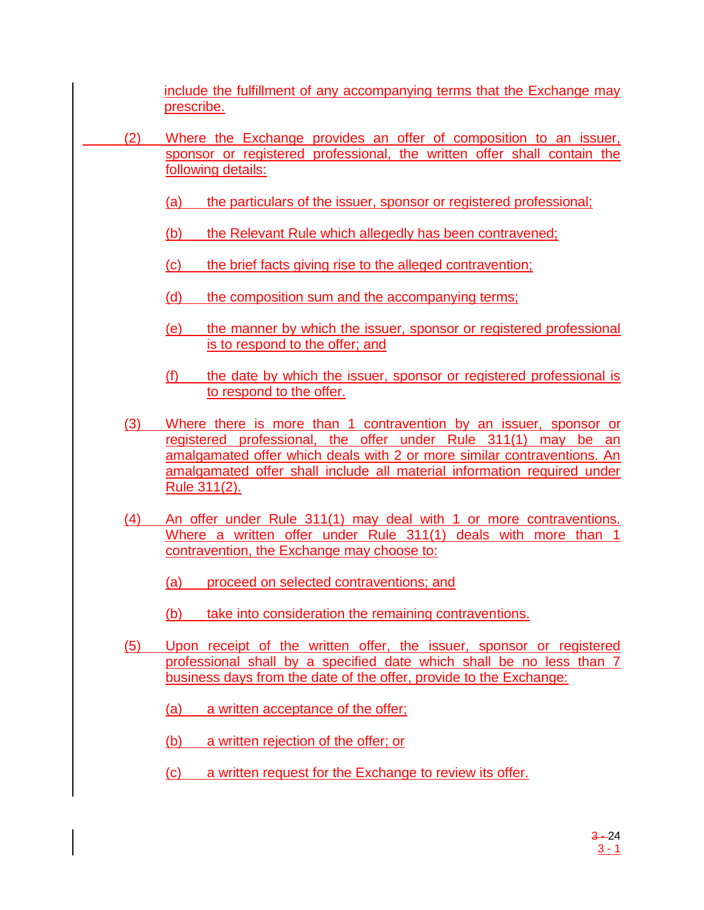include the fulfillment of any accompanying terms that the Exchange may prescribe.

(2) Where the Exchange provides an offer of composition to an issuer, sponsor or registered professional, the written offer shall contain the following details:

(a) the particulars of the issuer, sponsor or registered professional;

(b) the Relevant Rule which allegedly has been contravened;

(c) the brief facts giving rise to the alleged contravention;

(d) the composition sum and the accompanying terms;

(e) the manner by which the issuer, sponsor or registered professional is to respond to the offer; and

(f) the date by which the issuer, sponsor or registered professional is to respond to the offer.

(3) Where there is more than 1 contravention by an issuer, sponsor or registered professional, the offer under Rule 311(1) may be an amalgamated offer which deals with 2 or more similar contraventions. An amalgamated offer shall include all material information required under Rule 311(2).

(4) An offer under Rule 311(1) may deal with 1 or more contraventions. Where a written offer under Rule 311(1) deals with more than 1 contravention, the Exchange may choose to:

(a) proceed on selected contraventions; and

(b) take into consideration the remaining contraventions.

(5) Upon receipt of the written offer, the issuer, sponsor or registered professional shall by a specified date which shall be no less than 7 business days from the date of the offer, provide to the Exchange:

(a) a written acceptance of the offer;

(b) a written rejection of the offer; or

(c) a written request for the Exchange to review its offer.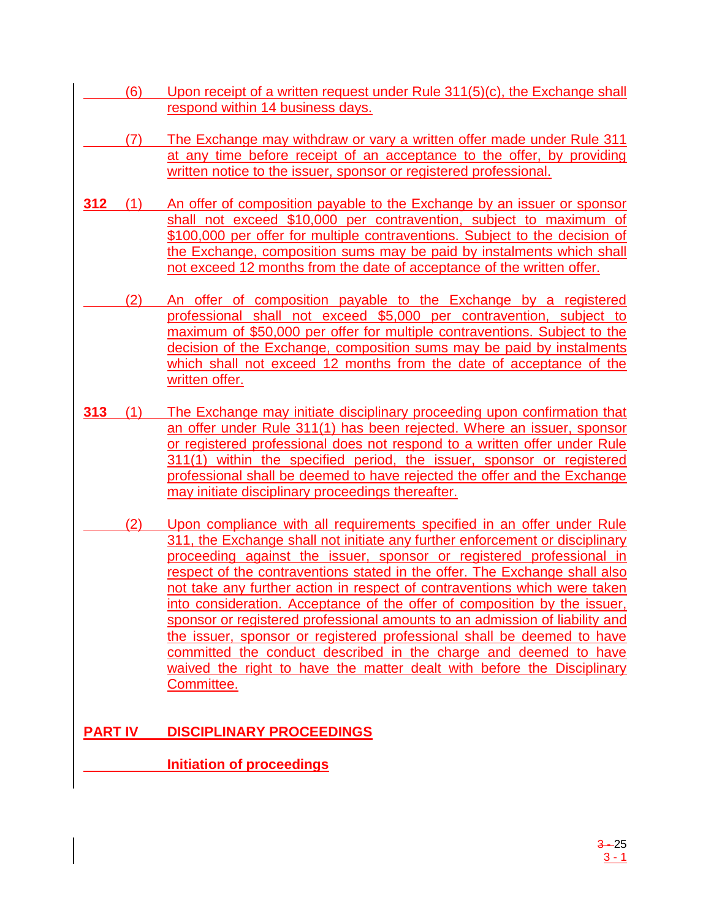(6) Upon receipt of a written request under Rule 311(5)(c), the Exchange shall respond within 14 business days.

(7) The Exchange may withdraw or vary a written offer made under Rule 311 at any time before receipt of an acceptance to the offer, by providing written notice to the issuer, sponsor or registered professional.

**312** (1) An offer of composition payable to the Exchange by an issuer or sponsor shall not exceed $10,000 per contravention, subject to maximum of $100,000 per offer for multiple contraventions. Subject to the decision of the Exchange, composition sums may be paid by instalments which shall not exceed 12 months from the date of acceptance of the written offer.

(2) An offer of composition payable to the Exchange by a registered professional shall not exceed $5,000 per contravention, subject to maximum of $50,000 per offer for multiple contraventions. Subject to the decision of the Exchange, composition sums may be paid by instalments which shall not exceed 12 months from the date of acceptance of the written offer.

**313** (1) The Exchange may initiate disciplinary proceeding upon confirmation that an offer under Rule 311(1) has been rejected. Where an issuer, sponsor or registered professional does not respond to a written offer under Rule 311(1) within the specified period, the issuer, sponsor or registered professional shall be deemed to have rejected the offer and the Exchange may initiate disciplinary proceedings thereafter.

(2) Upon compliance with all requirements specified in an offer under Rule 311, the Exchange shall not initiate any further enforcement or disciplinary proceeding against the issuer, sponsor or registered professional in respect of the contraventions stated in the offer. The Exchange shall also not take any further action in respect of contraventions which were taken into consideration. Acceptance of the offer of composition by the issuer, sponsor or registered professional amounts to an admission of liability and the issuer, sponsor or registered professional shall be deemed to have committed the conduct described in the charge and deemed to have waived the right to have the matter dealt with before the Disciplinary Committee.

## PART IV DISCIPLINARY PROCEEDINGS

### Initiation of proceedings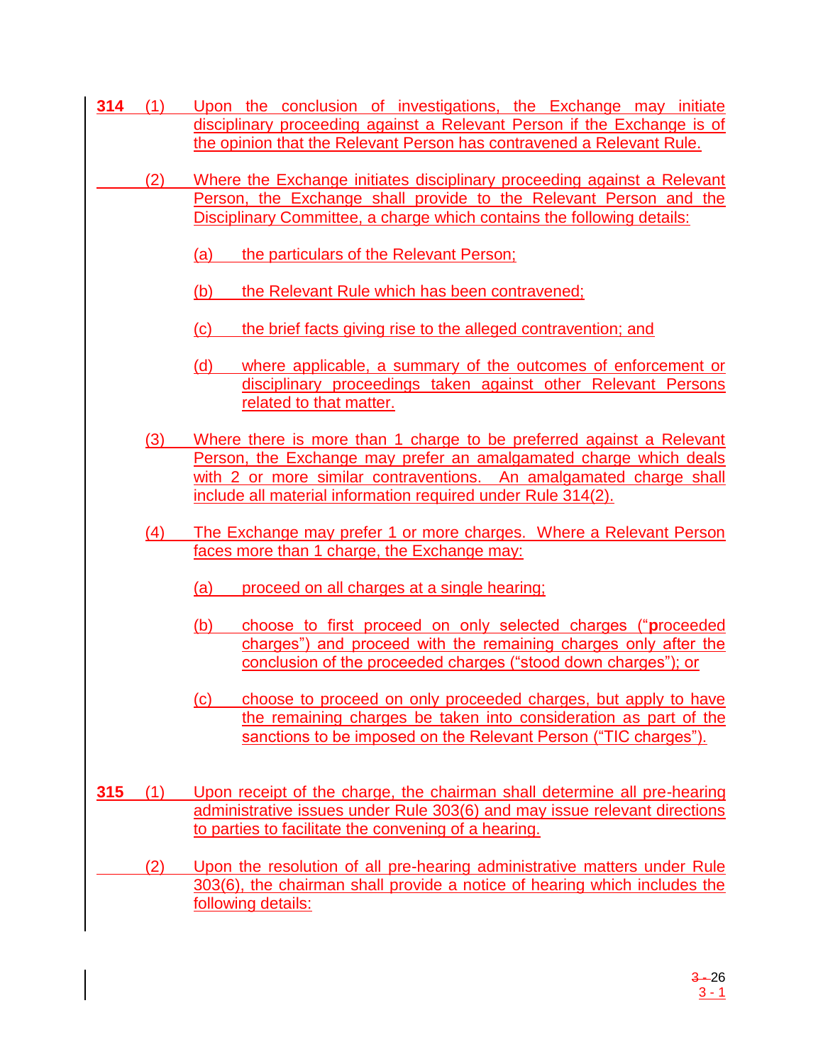**314** (1) Upon the conclusion of investigations, the Exchange may initiate disciplinary proceeding against a Relevant Person if the Exchange is of the opinion that the Relevant Person has contravened a Relevant Rule.

(2) Where the Exchange initiates disciplinary proceeding against a Relevant Person, the Exchange shall provide to the Relevant Person and the Disciplinary Committee, a charge which contains the following details:

(a) the particulars of the Relevant Person;

(b) the Relevant Rule which has been contravened;

(c) the brief facts giving rise to the alleged contravention; and

(d) where applicable, a summary of the outcomes of enforcement or disciplinary proceedings taken against other Relevant Persons related to that matter.

(3) Where there is more than 1 charge to be preferred against a Relevant Person, the Exchange may prefer an amalgamated charge which deals with 2 or more similar contraventions. An amalgamated charge shall include all material information required under Rule 314(2).

(4) The Exchange may prefer 1 or more charges. Where a Relevant Person faces more than 1 charge, the Exchange may:

(a) proceed on all charges at a single hearing;

(b) choose to first proceed on only selected charges ("proceeded charges") and proceed with the remaining charges only after the conclusion of the proceeded charges ("stood down charges"); or

(c) choose to proceed on only proceeded charges, but apply to have the remaining charges be taken into consideration as part of the sanctions to be imposed on the Relevant Person ("TIC charges").

**315** (1) Upon receipt of the charge, the chairman shall determine all pre-hearing administrative issues under Rule 303(6) and may issue relevant directions to parties to facilitate the convening of a hearing.

(2) Upon the resolution of all pre-hearing administrative matters under Rule 303(6), the chairman shall provide a notice of hearing which includes the following details: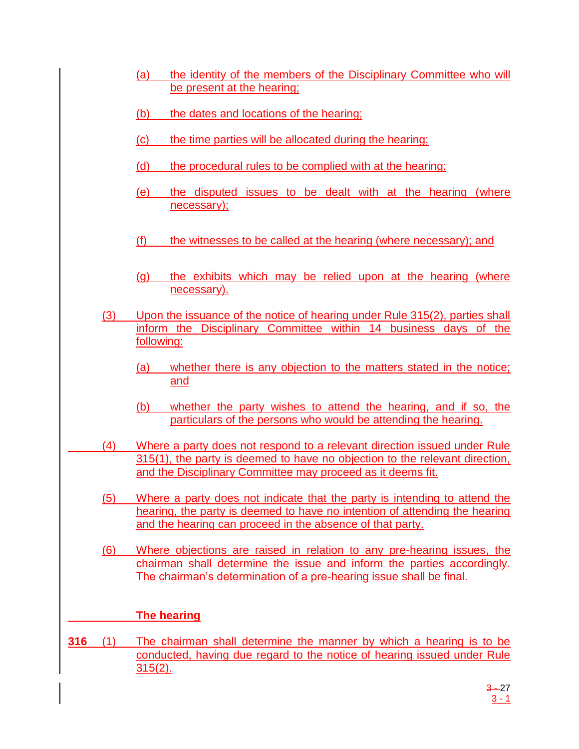(a) the identity of the members of the Disciplinary Committee who will be present at the hearing;

(b) the dates and locations of the hearing;

(c) the time parties will be allocated during the hearing;

(d) the procedural rules to be complied with at the hearing;

(e) the disputed issues to be dealt with at the hearing (where necessary);

(f) the witnesses to be called at the hearing (where necessary); and

(g) the exhibits which may be relied upon at the hearing (where necessary).

(3) Upon the issuance of the notice of hearing under Rule 315(2), parties shall inform the Disciplinary Committee within 14 business days of the following:

(a) whether there is any objection to the matters stated in the notice; and

(b) whether the party wishes to attend the hearing, and if so, the particulars of the persons who would be attending the hearing.

(4) Where a party does not respond to a relevant direction issued under Rule 315(1), the party is deemed to have no objection to the relevant direction, and the Disciplinary Committee may proceed as it deems fit.

(5) Where a party does not indicate that the party is intending to attend the hearing, the party is deemed to have no intention of attending the hearing and the hearing can proceed in the absence of that party.

(6) Where objections are raised in relation to any pre-hearing issues, the chairman shall determine the issue and inform the parties accordingly. The chairman's determination of a pre-hearing issue shall be final.

**The hearing**

**316** (1) The chairman shall determine the manner by which a hearing is to be conducted, having due regard to the notice of hearing issued under Rule 315(2).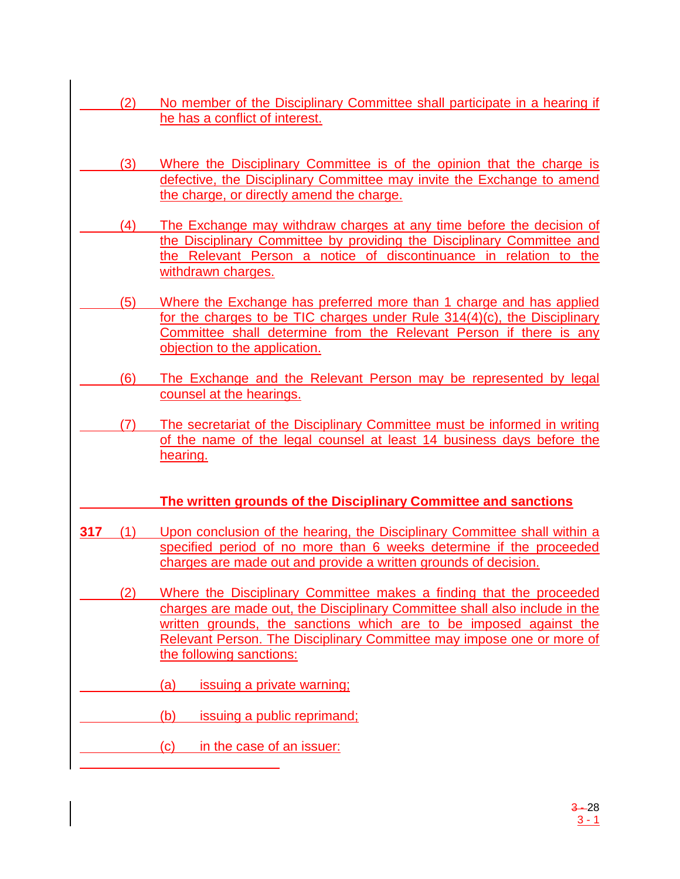(2) No member of the Disciplinary Committee shall participate in a hearing if he has a conflict of interest.

(3) Where the Disciplinary Committee is of the opinion that the charge is defective, the Disciplinary Committee may invite the Exchange to amend the charge, or directly amend the charge.

(4) The Exchange may withdraw charges at any time before the decision of the Disciplinary Committee by providing the Disciplinary Committee and the Relevant Person a notice of discontinuance in relation to the withdrawn charges.

(5) Where the Exchange has preferred more than 1 charge and has applied for the charges to be TIC charges under Rule 314(4)(c), the Disciplinary Committee shall determine from the Relevant Person if there is any objection to the application.

(6) The Exchange and the Relevant Person may be represented by legal counsel at the hearings.

(7) The secretariat of the Disciplinary Committee must be informed in writing of the name of the legal counsel at least 14 business days before the hearing.

**The written grounds of the Disciplinary Committee and sanctions**

**317** (1) Upon conclusion of the hearing, the Disciplinary Committee shall within a specified period of no more than 6 weeks determine if the proceeded charges are made out and provide a written grounds of decision.

(2) Where the Disciplinary Committee makes a finding that the proceeded charges are made out, the Disciplinary Committee shall also include in the written grounds, the sanctions which are to be imposed against the Relevant Person. The Disciplinary Committee may impose one or more of the following sanctions:

(a) issuing a private warning;

(b) issuing a public reprimand;

(c) in the case of an issuer: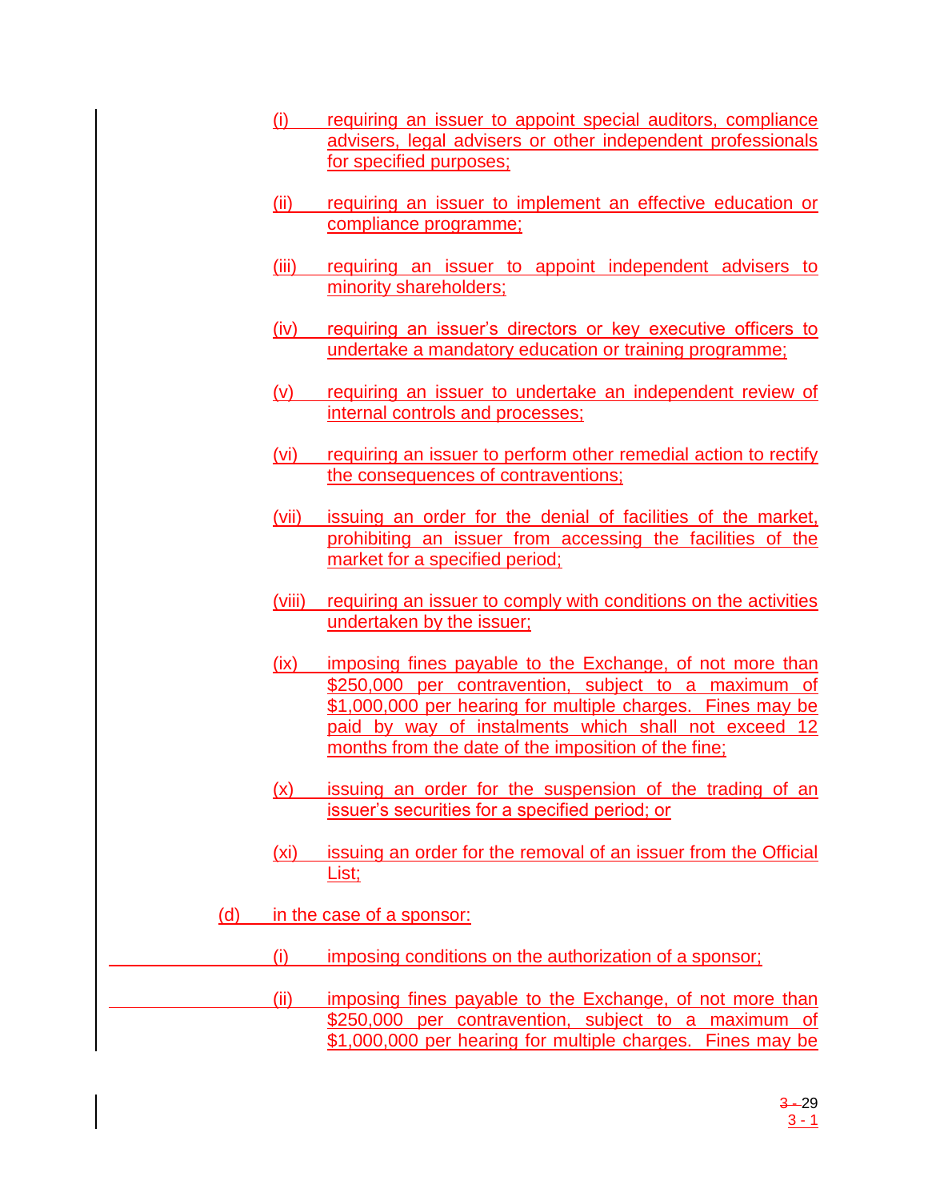(i) requiring an issuer to appoint special auditors, compliance advisers, legal advisers or other independent professionals for specified purposes;

(ii) requiring an issuer to implement an effective education or compliance programme;

(iii) requiring an issuer to appoint independent advisers to minority shareholders;

(iv) requiring an issuer's directors or key executive officers to undertake a mandatory education or training programme;

(v) requiring an issuer to undertake an independent review of internal controls and processes;

(vi) requiring an issuer to perform other remedial action to rectify the consequences of contraventions;

(vii) issuing an order for the denial of facilities of the market, prohibiting an issuer from accessing the facilities of the market for a specified period;

(viii) requiring an issuer to comply with conditions on the activities undertaken by the issuer;

(ix) imposing fines payable to the Exchange, of not more than $250,000 per contravention, subject to a maximum of $1,000,000 per hearing for multiple charges. Fines may be paid by way of instalments which shall not exceed 12 months from the date of the imposition of the fine;

(x) issuing an order for the suspension of the trading of an issuer's securities for a specified period; or

(xi) issuing an order for the removal of an issuer from the Official List;

(d) in the case of a sponsor:

(i) imposing conditions on the authorization of a sponsor;

(ii) imposing fines payable to the Exchange, of not more than $250,000 per contravention, subject to a maximum of $1,000,000 per hearing for multiple charges. Fines may be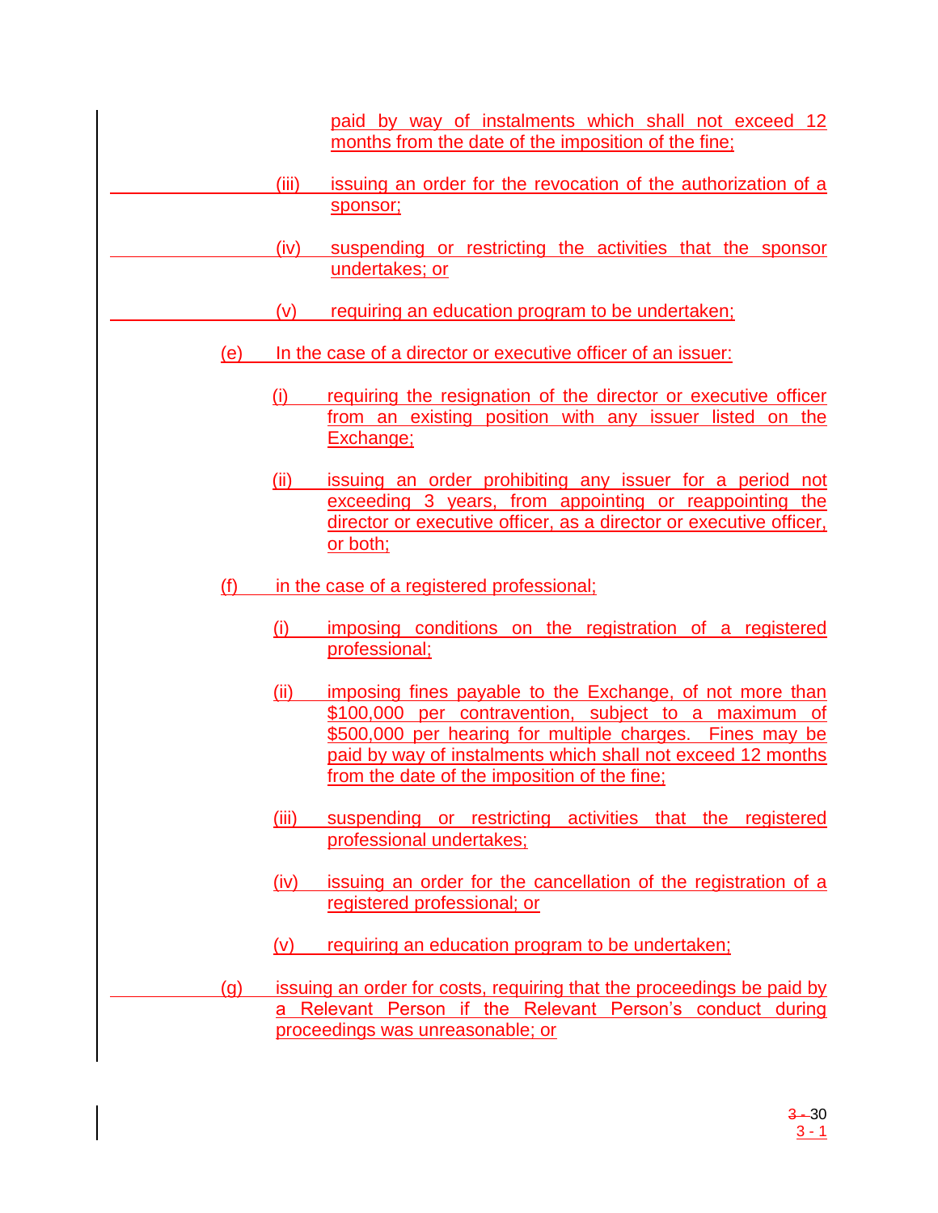paid by way of instalments which shall not exceed 12 months from the date of the imposition of the fine;

(iii) issuing an order for the revocation of the authorization of a sponsor;

(iv) suspending or restricting the activities that the sponsor undertakes; or

(v) requiring an education program to be undertaken;

(e) In the case of a director or executive officer of an issuer:

(i) requiring the resignation of the director or executive officer from an existing position with any issuer listed on the Exchange;

(ii) issuing an order prohibiting any issuer for a period not exceeding 3 years, from appointing or reappointing the director or executive officer, as a director or executive officer, or both;

(f) in the case of a registered professional;

(i) imposing conditions on the registration of a registered professional;

(ii) imposing fines payable to the Exchange, of not more than $100,000 per contravention, subject to a maximum of $500,000 per hearing for multiple charges. Fines may be paid by way of instalments which shall not exceed 12 months from the date of the imposition of the fine;

(iii) suspending or restricting activities that the registered professional undertakes;

(iv) issuing an order for the cancellation of the registration of a registered professional; or

(v) requiring an education program to be undertaken;

(g) issuing an order for costs, requiring that the proceedings be paid by a Relevant Person if the Relevant Person's conduct during proceedings was unreasonable; or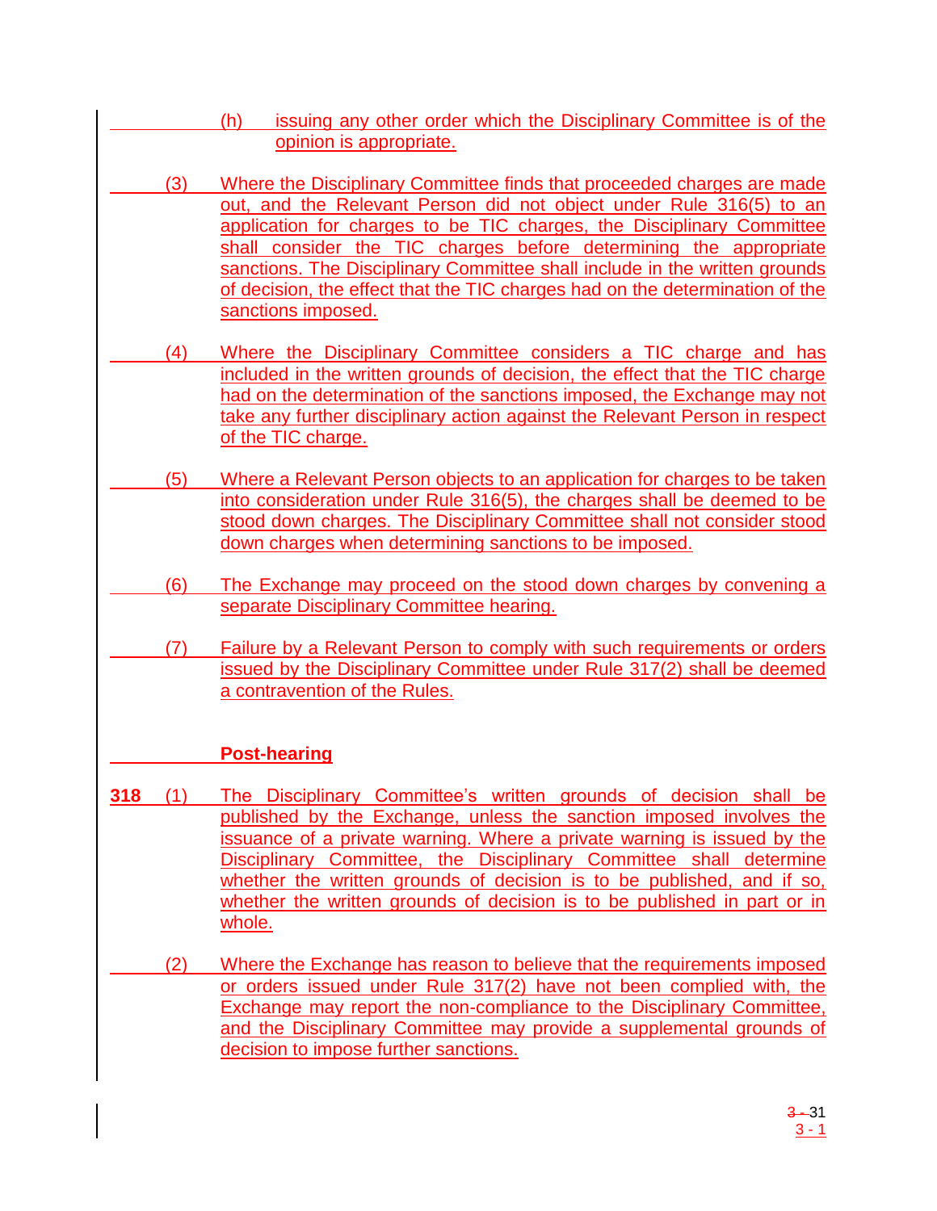(h) issuing any other order which the Disciplinary Committee is of the opinion is appropriate.

(3) Where the Disciplinary Committee finds that proceeded charges are made out, and the Relevant Person did not object under Rule 316(5) to an application for charges to be TIC charges, the Disciplinary Committee shall consider the TIC charges before determining the appropriate sanctions. The Disciplinary Committee shall include in the written grounds of decision, the effect that the TIC charges had on the determination of the sanctions imposed.

(4) Where the Disciplinary Committee considers a TIC charge and has included in the written grounds of decision, the effect that the TIC charge had on the determination of the sanctions imposed, the Exchange may not take any further disciplinary action against the Relevant Person in respect of the TIC charge.

(5) Where a Relevant Person objects to an application for charges to be taken into consideration under Rule 316(5), the charges shall be deemed to be stood down charges. The Disciplinary Committee shall not consider stood down charges when determining sanctions to be imposed.

(6) The Exchange may proceed on the stood down charges by convening a separate Disciplinary Committee hearing.

(7) Failure by a Relevant Person to comply with such requirements or orders issued by the Disciplinary Committee under Rule 317(2) shall be deemed a contravention of the Rules.

**Post-hearing**

**318** (1) The Disciplinary Committee's written grounds of decision shall be published by the Exchange, unless the sanction imposed involves the issuance of a private warning. Where a private warning is issued by the Disciplinary Committee, the Disciplinary Committee shall determine whether the written grounds of decision is to be published, and if so, whether the written grounds of decision is to be published in part or in whole.

(2) Where the Exchange has reason to believe that the requirements imposed or orders issued under Rule 317(2) have not been complied with, the Exchange may report the non-compliance to the Disciplinary Committee, and the Disciplinary Committee may provide a supplemental grounds of decision to impose further sanctions.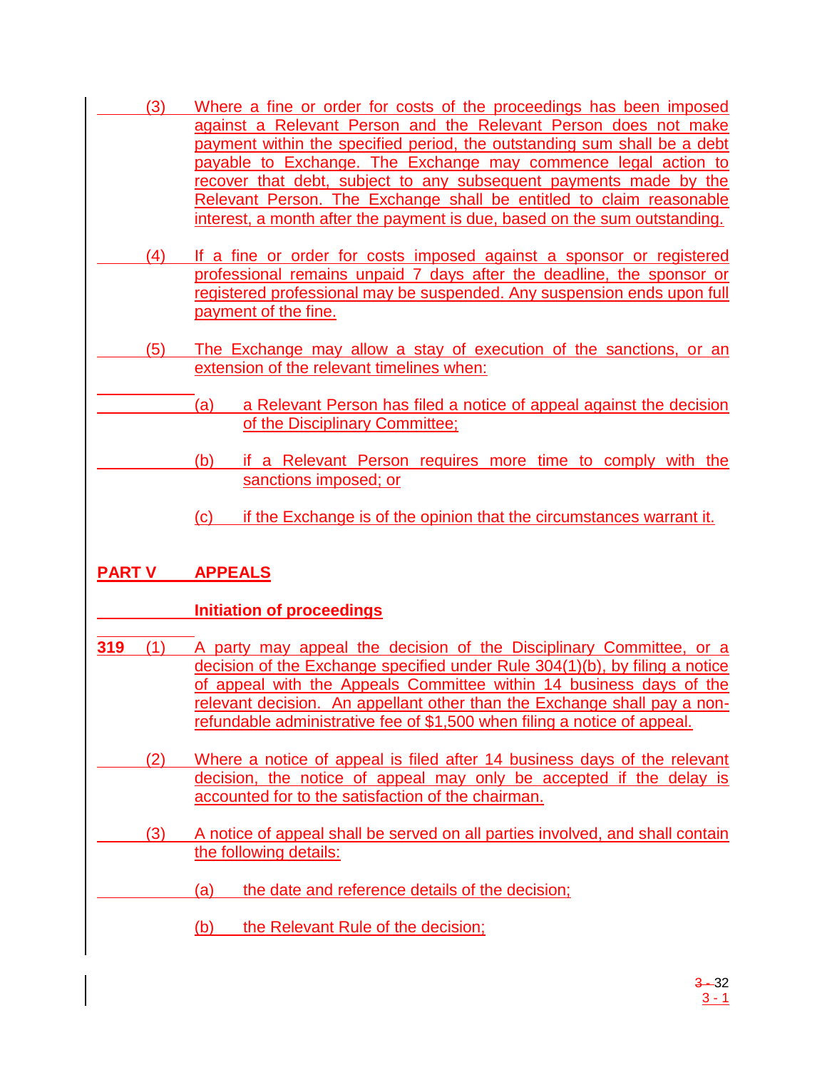(3) Where a fine or order for costs of the proceedings has been imposed against a Relevant Person and the Relevant Person does not make payment within the specified period, the outstanding sum shall be a debt payable to Exchange. The Exchange may commence legal action to recover that debt, subject to any subsequent payments made by the Relevant Person. The Exchange shall be entitled to claim reasonable interest, a month after the payment is due, based on the sum outstanding.

(4) If a fine or order for costs imposed against a sponsor or registered professional remains unpaid 7 days after the deadline, the sponsor or registered professional may be suspended. Any suspension ends upon full payment of the fine.

(5) The Exchange may allow a stay of execution of the sanctions, or an extension of the relevant timelines when:

(a) a Relevant Person has filed a notice of appeal against the decision of the Disciplinary Committee;

(b) if a Relevant Person requires more time to comply with the sanctions imposed; or

(c) if the Exchange is of the opinion that the circumstances warrant it.

## PART V APPEALS

### Initiation of proceedings

**319** (1) A party may appeal the decision of the Disciplinary Committee, or a decision of the Exchange specified under Rule 304(1)(b), by filing a notice of appeal with the Appeals Committee within 14 business days of the relevant decision. An appellant other than the Exchange shall pay a non-refundable administrative fee of $1,500 when filing a notice of appeal.

(2) Where a notice of appeal is filed after 14 business days of the relevant decision, the notice of appeal may only be accepted if the delay is accounted for to the satisfaction of the chairman.

(3) A notice of appeal shall be served on all parties involved, and shall contain the following details:

(a) the date and reference details of the decision;

(b) the Relevant Rule of the decision;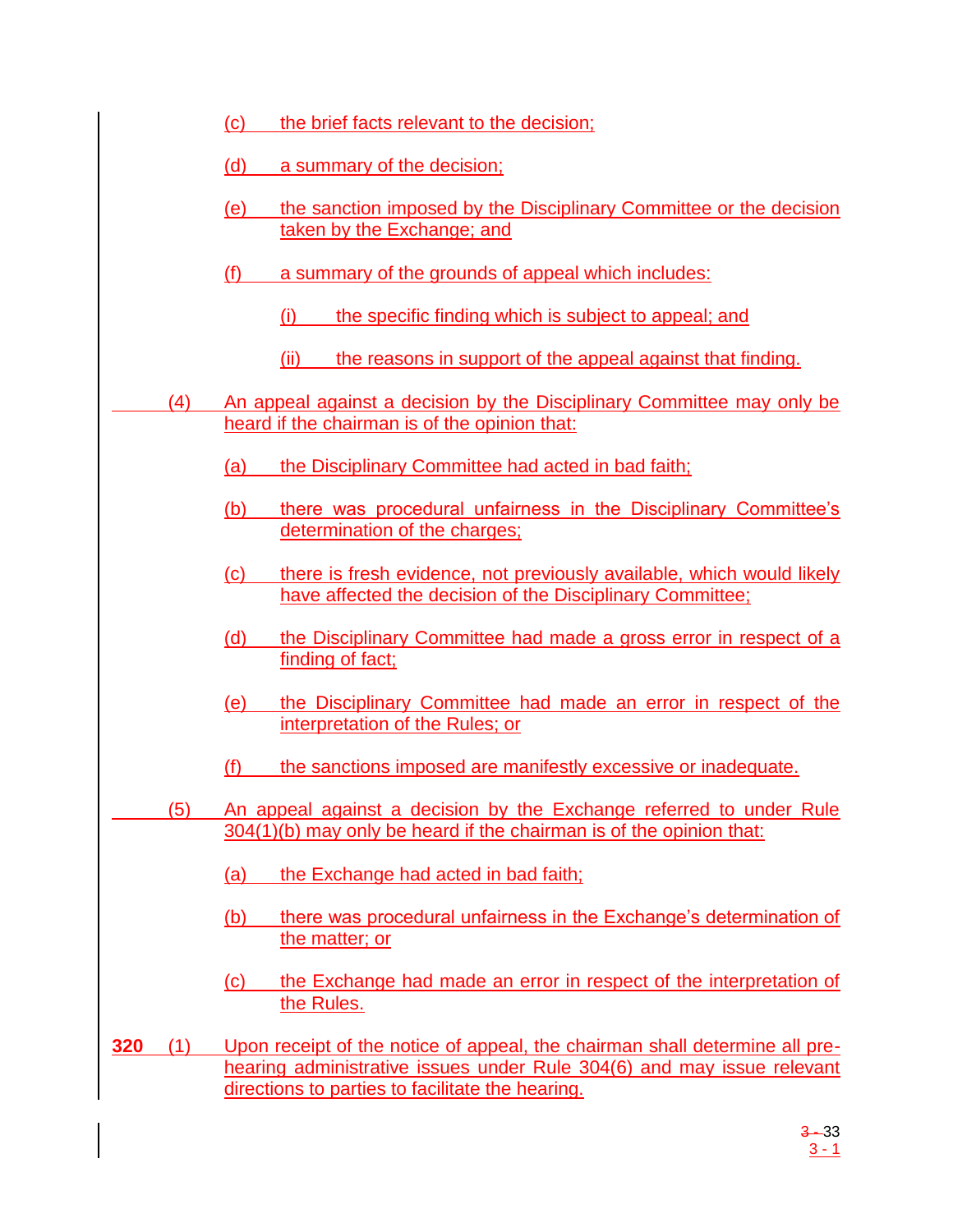(c) the brief facts relevant to the decision;

(d) a summary of the decision;

(e) the sanction imposed by the Disciplinary Committee or the decision taken by the Exchange; and

(f) a summary of the grounds of appeal which includes:

(i) the specific finding which is subject to appeal; and

(ii) the reasons in support of the appeal against that finding.

(4) An appeal against a decision by the Disciplinary Committee may only be heard if the chairman is of the opinion that:

(a) the Disciplinary Committee had acted in bad faith;

(b) there was procedural unfairness in the Disciplinary Committee's determination of the charges;

(c) there is fresh evidence, not previously available, which would likely have affected the decision of the Disciplinary Committee;

(d) the Disciplinary Committee had made a gross error in respect of a finding of fact;

(e) the Disciplinary Committee had made an error in respect of the interpretation of the Rules; or

(f) the sanctions imposed are manifestly excessive or inadequate.

(5) An appeal against a decision by the Exchange referred to under Rule 304(1)(b) may only be heard if the chairman is of the opinion that:

(a) the Exchange had acted in bad faith;

(b) there was procedural unfairness in the Exchange's determination of the matter; or

(c) the Exchange had made an error in respect of the interpretation of the Rules.

**320** (1) Upon receipt of the notice of appeal, the chairman shall determine all pre-hearing administrative issues under Rule 304(6) and may issue relevant directions to parties to facilitate the hearing.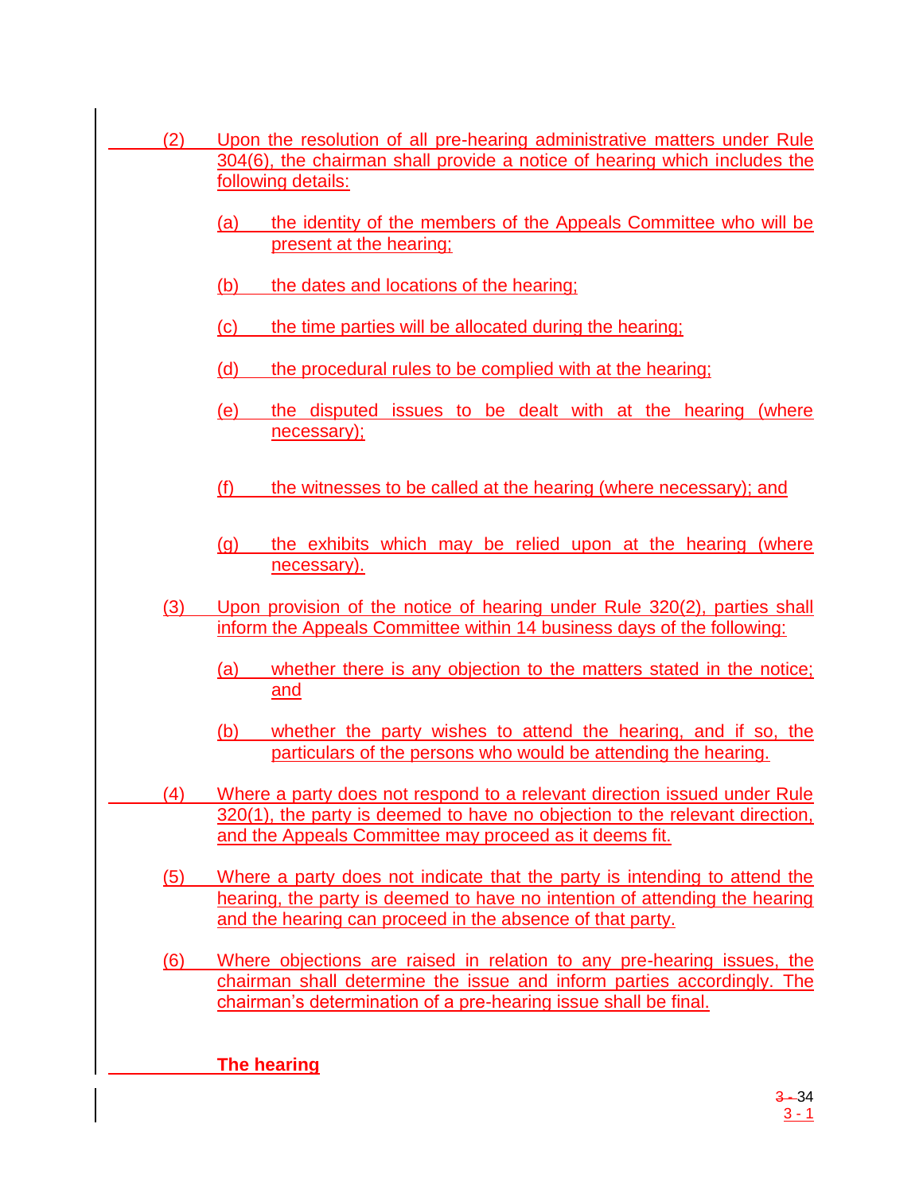(2) Upon the resolution of all pre-hearing administrative matters under Rule 304(6), the chairman shall provide a notice of hearing which includes the following details:

(a) the identity of the members of the Appeals Committee who will be present at the hearing;

(b) the dates and locations of the hearing;

(c) the time parties will be allocated during the hearing;

(d) the procedural rules to be complied with at the hearing;

(e) the disputed issues to be dealt with at the hearing (where necessary);

(f) the witnesses to be called at the hearing (where necessary); and

(g) the exhibits which may be relied upon at the hearing (where necessary).

(3) Upon provision of the notice of hearing under Rule 320(2), parties shall inform the Appeals Committee within 14 business days of the following:

(a) whether there is any objection to the matters stated in the notice; and

(b) whether the party wishes to attend the hearing, and if so, the particulars of the persons who would be attending the hearing.

(4) Where a party does not respond to a relevant direction issued under Rule 320(1), the party is deemed to have no objection to the relevant direction, and the Appeals Committee may proceed as it deems fit.

(5) Where a party does not indicate that the party is intending to attend the hearing, the party is deemed to have no intention of attending the hearing and the hearing can proceed in the absence of that party.

(6) Where objections are raised in relation to any pre-hearing issues, the chairman shall determine the issue and inform parties accordingly. The chairman's determination of a pre-hearing issue shall be final.

**The hearing**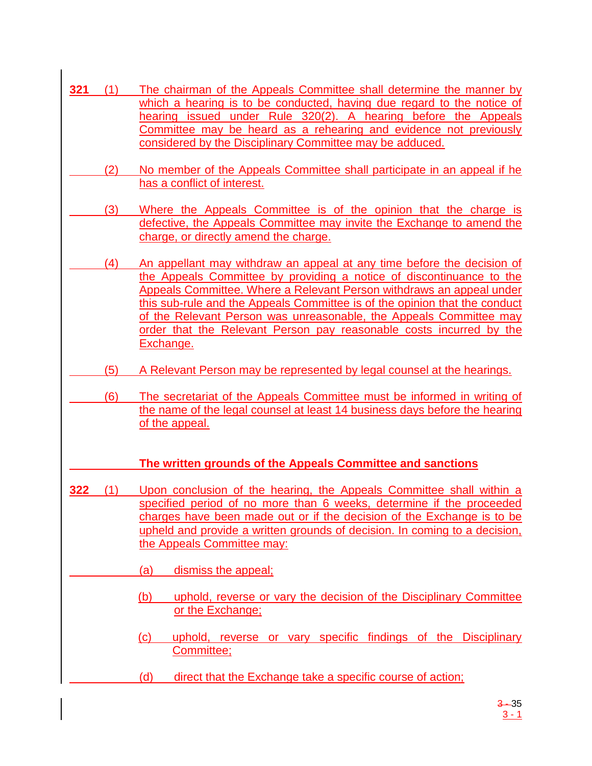**321** (1) The chairman of the Appeals Committee shall determine the manner by which a hearing is to be conducted, having due regard to the notice of hearing issued under Rule 320(2). A hearing before the Appeals Committee may be heard as a rehearing and evidence not previously considered by the Disciplinary Committee may be adduced.

(2) No member of the Appeals Committee shall participate in an appeal if he has a conflict of interest.

(3) Where the Appeals Committee is of the opinion that the charge is defective, the Appeals Committee may invite the Exchange to amend the charge, or directly amend the charge.

(4) An appellant may withdraw an appeal at any time before the decision of the Appeals Committee by providing a notice of discontinuance to the Appeals Committee. Where a Relevant Person withdraws an appeal under this sub-rule and the Appeals Committee is of the opinion that the conduct of the Relevant Person was unreasonable, the Appeals Committee may order that the Relevant Person pay reasonable costs incurred by the Exchange.

(5) A Relevant Person may be represented by legal counsel at the hearings.

(6) The secretariat of the Appeals Committee must be informed in writing of the name of the legal counsel at least 14 business days before the hearing of the appeal.

**The written grounds of the Appeals Committee and sanctions**

**322** (1) Upon conclusion of the hearing, the Appeals Committee shall within a specified period of no more than 6 weeks, determine if the proceeded charges have been made out or if the decision of the Exchange is to be upheld and provide a written grounds of decision. In coming to a decision, the Appeals Committee may:

(a) dismiss the appeal;

(b) uphold, reverse or vary the decision of the Disciplinary Committee or the Exchange;

(c) uphold, reverse or vary specific findings of the Disciplinary Committee;

(d) direct that the Exchange take a specific course of action;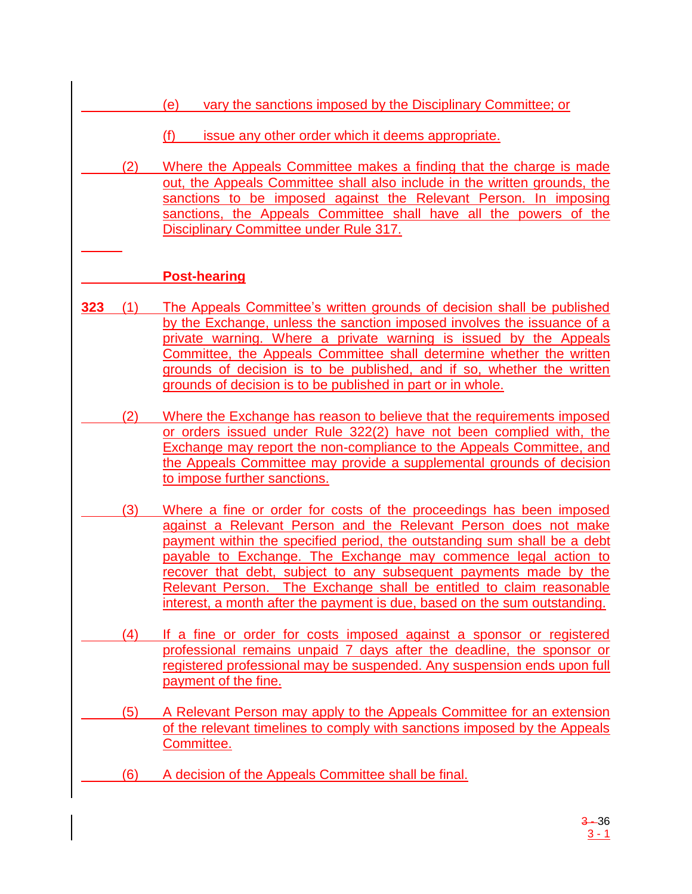(e) vary the sanctions imposed by the Disciplinary Committee; or

(f) issue any other order which it deems appropriate.

(2) Where the Appeals Committee makes a finding that the charge is made out, the Appeals Committee shall also include in the written grounds, the sanctions to be imposed against the Relevant Person. In imposing sanctions, the Appeals Committee shall have all the powers of the Disciplinary Committee under Rule 317.

**Post-hearing**

**323** (1) The Appeals Committee's written grounds of decision shall be published by the Exchange, unless the sanction imposed involves the issuance of a private warning. Where a private warning is issued by the Appeals Committee, the Appeals Committee shall determine whether the written grounds of decision is to be published, and if so, whether the written grounds of decision is to be published in part or in whole.

(2) Where the Exchange has reason to believe that the requirements imposed or orders issued under Rule 322(2) have not been complied with, the Exchange may report the non-compliance to the Appeals Committee, and the Appeals Committee may provide a supplemental grounds of decision to impose further sanctions.

(3) Where a fine or order for costs of the proceedings has been imposed against a Relevant Person and the Relevant Person does not make payment within the specified period, the outstanding sum shall be a debt payable to Exchange. The Exchange may commence legal action to recover that debt, subject to any subsequent payments made by the Relevant Person. The Exchange shall be entitled to claim reasonable interest, a month after the payment is due, based on the sum outstanding.

(4) If a fine or order for costs imposed against a sponsor or registered professional remains unpaid 7 days after the deadline, the sponsor or registered professional may be suspended. Any suspension ends upon full payment of the fine.

(5) A Relevant Person may apply to the Appeals Committee for an extension of the relevant timelines to comply with sanctions imposed by the Appeals Committee.

(6) A decision of the Appeals Committee shall be final.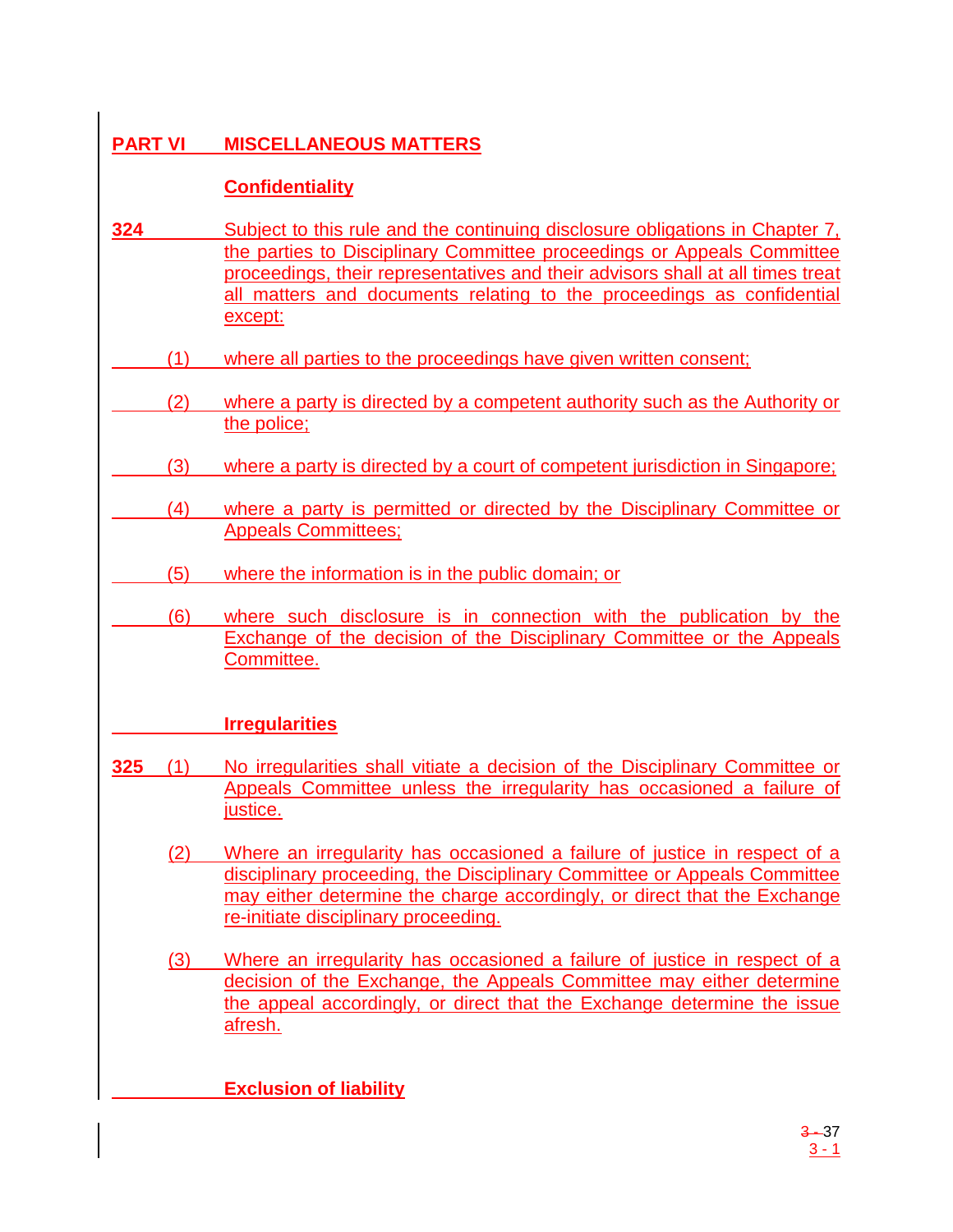# PART VI MISCELLANEOUS MATTERS

## Confidentiality

**324** Subject to this rule and the continuing disclosure obligations in Chapter 7, the parties to Disciplinary Committee proceedings or Appeals Committee proceedings, their representatives and their advisors shall at all times treat all matters and documents relating to the proceedings as confidential except:

(1) where all parties to the proceedings have given written consent;

(2) where a party is directed by a competent authority such as the Authority or the police;

(3) where a party is directed by a court of competent jurisdiction in Singapore;

(4) where a party is permitted or directed by the Disciplinary Committee or Appeals Committees;

(5) where the information is in the public domain; or

(6) where such disclosure is in connection with the publication by the Exchange of the decision of the Disciplinary Committee or the Appeals Committee.

## Irregularities

**325** (1) No irregularities shall vitiate a decision of the Disciplinary Committee or Appeals Committee unless the irregularity has occasioned a failure of justice.

(2) Where an irregularity has occasioned a failure of justice in respect of a disciplinary proceeding, the Disciplinary Committee or Appeals Committee may either determine the charge accordingly, or direct that the Exchange re-initiate disciplinary proceeding.

(3) Where an irregularity has occasioned a failure of justice in respect of a decision of the Exchange, the Appeals Committee may either determine the appeal accordingly, or direct that the Exchange determine the issue afresh.

## Exclusion of liability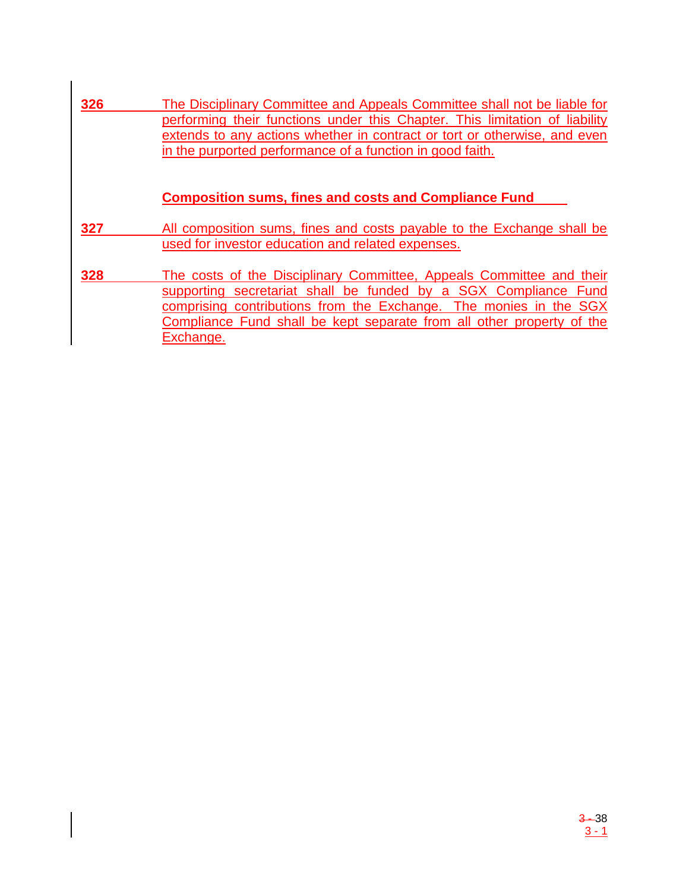**326** The Disciplinary Committee and Appeals Committee shall not be liable for performing their functions under this Chapter. This limitation of liability extends to any actions whether in contract or tort or otherwise, and even in the purported performance of a function in good faith.

**Composition sums, fines and costs and Compliance Fund**

**327** All composition sums, fines and costs payable to the Exchange shall be used for investor education and related expenses.

**328** The costs of the Disciplinary Committee, Appeals Committee and their supporting secretariat shall be funded by a SGX Compliance Fund comprising contributions from the Exchange. The monies in the SGX Compliance Fund shall be kept separate from all other property of the Exchange.